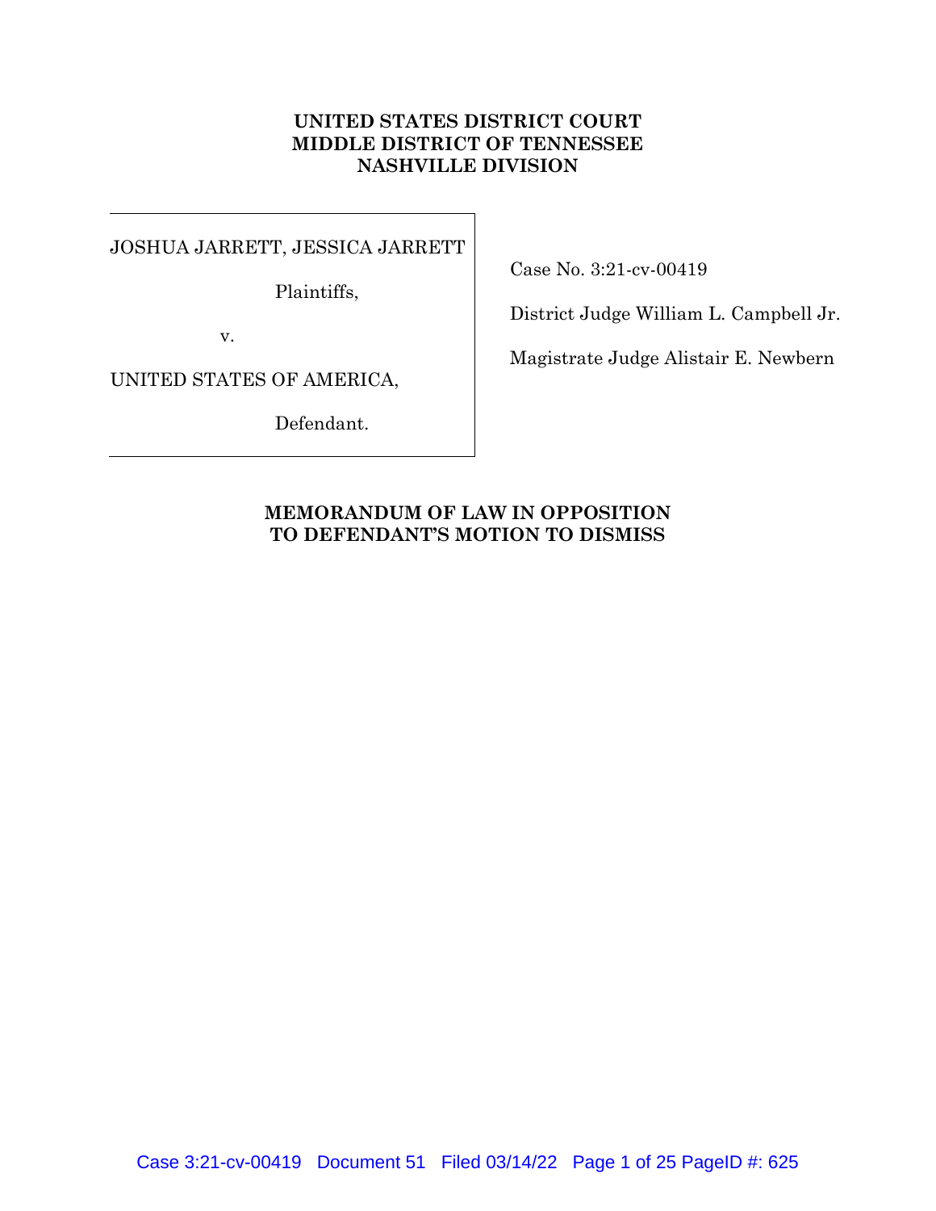**UNITED STATES DISTRICT COURT**
**MIDDLE DISTRICT OF TENNESSEE**
**NASHVILLE DIVISION**

| | |
|---|---|
| JOSHUA JARRETT, JESSICA JARRETT | Case No. 3:21-cv-00419 |
| Plaintiffs, | District Judge William L. Campbell Jr. |
| v. | Magistrate Judge Alistair E. Newbern |
| UNITED STATES OF AMERICA, | |
| Defendant. | |

**MEMORANDUM OF LAW IN OPPOSITION TO DEFENDANT'S MOTION TO DISMISS**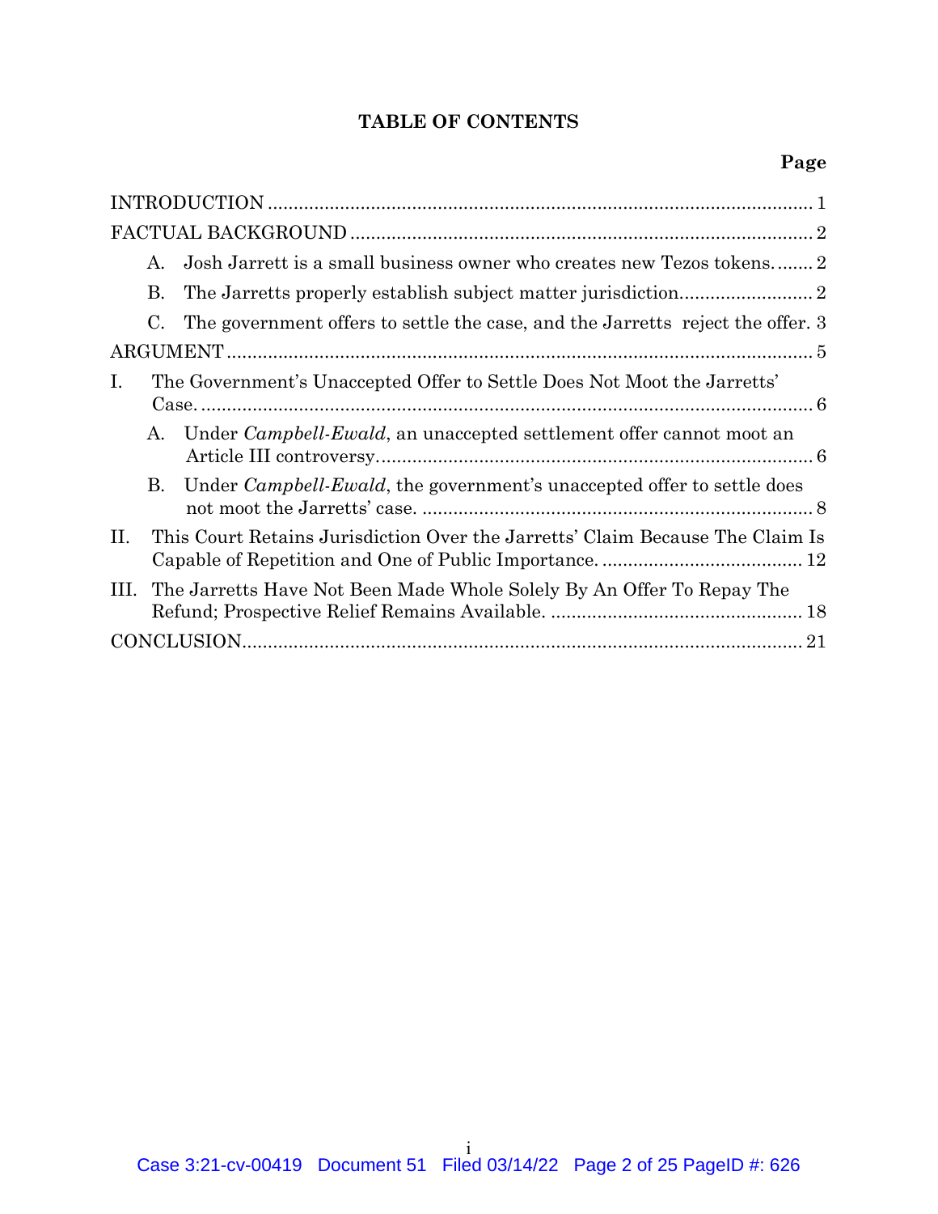**TABLE OF CONTENTS**

| | Page |
|---|---|
| INTRODUCTION | 1 |
| FACTUAL BACKGROUND | 2 |
| A. Josh Jarrett is a small business owner who creates new Tezos tokens. | 2 |
| B. The Jarretts properly establish subject matter jurisdiction. | 2 |
| C. The government offers to settle the case, and the Jarretts reject the offer. | 3 |
| ARGUMENT | 5 |
| I. The Government's Unaccepted Offer to Settle Does Not Moot the Jarretts' Case. | 6 |
| A. Under *Campbell-Ewald*, an unaccepted settlement offer cannot moot an Article III controversy. | 6 |
| B. Under *Campbell-Ewald*, the government's unaccepted offer to settle does not moot the Jarretts' case. | 8 |
| II. This Court Retains Jurisdiction Over the Jarretts' Claim Because The Claim Is Capable of Repetition and One of Public Importance. | 12 |
| III. The Jarretts Have Not Been Made Whole Solely By An Offer To Repay The Refund; Prospective Relief Remains Available. | 18 |
| CONCLUSION | 21 |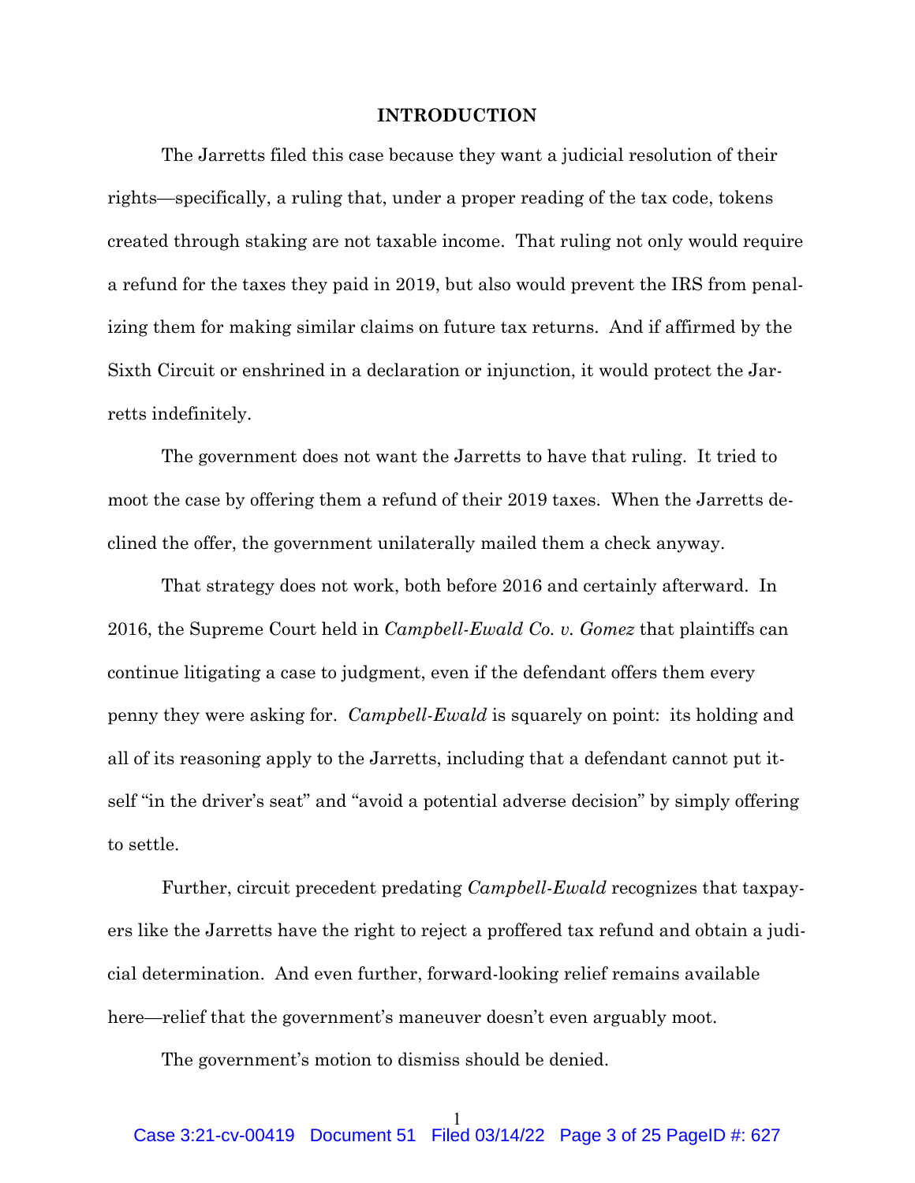# INTRODUCTION

The Jarretts filed this case because they want a judicial resolution of their rights—specifically, a ruling that, under a proper reading of the tax code, tokens created through staking are not taxable income. That ruling not only would require a refund for the taxes they paid in 2019, but also would prevent the IRS from penalizing them for making similar claims on future tax returns. And if affirmed by the Sixth Circuit or enshrined in a declaration or injunction, it would protect the Jarretts indefinitely.

The government does not want the Jarretts to have that ruling. It tried to moot the case by offering them a refund of their 2019 taxes. When the Jarretts declined the offer, the government unilaterally mailed them a check anyway.

That strategy does not work, both before 2016 and certainly afterward. In 2016, the Supreme Court held in *Campbell-Ewald Co. v. Gomez* that plaintiffs can continue litigating a case to judgment, even if the defendant offers them every penny they were asking for. *Campbell-Ewald* is squarely on point: its holding and all of its reasoning apply to the Jarretts, including that a defendant cannot put itself "in the driver's seat" and "avoid a potential adverse decision" by simply offering to settle.

Further, circuit precedent predating *Campbell-Ewald* recognizes that taxpayers like the Jarretts have the right to reject a proffered tax refund and obtain a judicial determination. And even further, forward-looking relief remains available here—relief that the government's maneuver doesn't even arguably moot.

The government's motion to dismiss should be denied.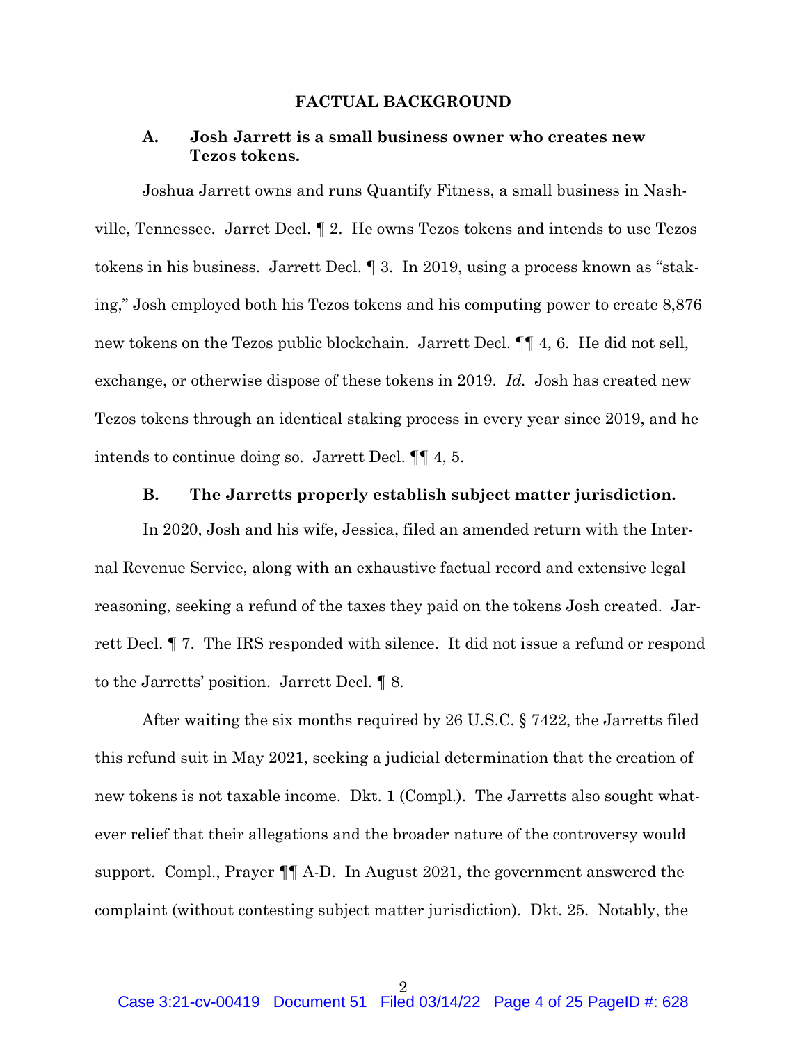## FACTUAL BACKGROUND

### A. Josh Jarrett is a small business owner who creates new Tezos tokens.

Joshua Jarrett owns and runs Quantify Fitness, a small business in Nashville, Tennessee. Jarret Decl. ¶ 2. He owns Tezos tokens and intends to use Tezos tokens in his business. Jarrett Decl. ¶ 3. In 2019, using a process known as "staking," Josh employed both his Tezos tokens and his computing power to create 8,876 new tokens on the Tezos public blockchain. Jarrett Decl. ¶¶ 4, 6. He did not sell, exchange, or otherwise dispose of these tokens in 2019. *Id.* Josh has created new Tezos tokens through an identical staking process in every year since 2019, and he intends to continue doing so. Jarrett Decl. ¶¶ 4, 5.

### B. The Jarretts properly establish subject matter jurisdiction.

In 2020, Josh and his wife, Jessica, filed an amended return with the Internal Revenue Service, along with an exhaustive factual record and extensive legal reasoning, seeking a refund of the taxes they paid on the tokens Josh created. Jarrett Decl. ¶ 7. The IRS responded with silence. It did not issue a refund or respond to the Jarretts' position. Jarrett Decl. ¶ 8.

After waiting the six months required by 26 U.S.C. § 7422, the Jarretts filed this refund suit in May 2021, seeking a judicial determination that the creation of new tokens is not taxable income. Dkt. 1 (Compl.). The Jarretts also sought whatever relief that their allegations and the broader nature of the controversy would support. Compl., Prayer ¶¶ A-D. In August 2021, the government answered the complaint (without contesting subject matter jurisdiction). Dkt. 25. Notably, the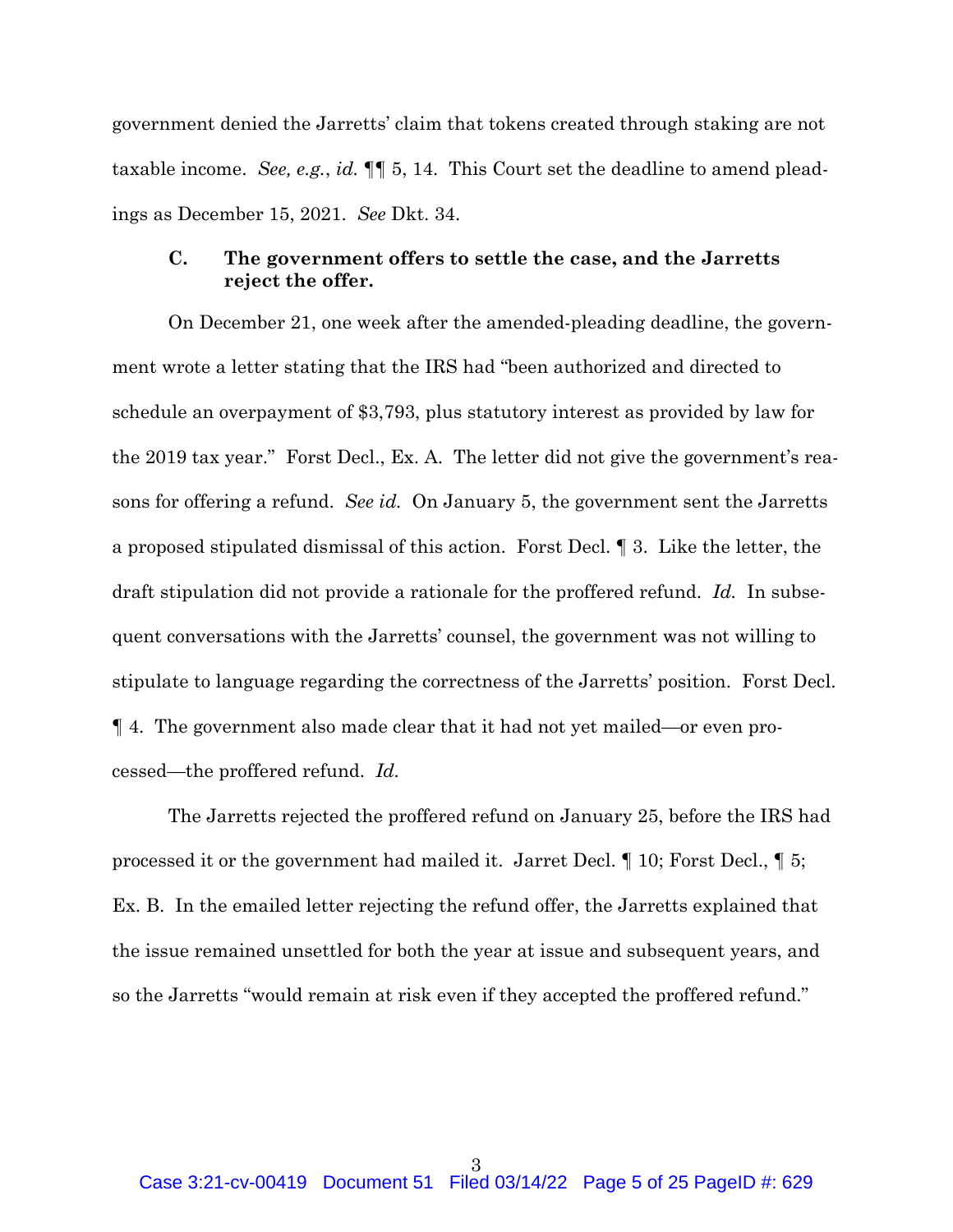government denied the Jarretts' claim that tokens created through staking are not taxable income. *See, e.g.*, *id.* ¶¶ 5, 14. This Court set the deadline to amend pleadings as December 15, 2021. *See* Dkt. 34.

### C. The government offers to settle the case, and the Jarretts reject the offer.

On December 21, one week after the amended-pleading deadline, the government wrote a letter stating that the IRS had "been authorized and directed to schedule an overpayment of $3,793, plus statutory interest as provided by law for the 2019 tax year." Forst Decl., Ex. A. The letter did not give the government's reasons for offering a refund. *See id.* On January 5, the government sent the Jarretts a proposed stipulated dismissal of this action. Forst Decl. ¶ 3. Like the letter, the draft stipulation did not provide a rationale for the proffered refund. *Id.* In subsequent conversations with the Jarretts' counsel, the government was not willing to stipulate to language regarding the correctness of the Jarretts' position. Forst Decl. ¶ 4. The government also made clear that it had not yet mailed—or even processed—the proffered refund. *Id.*

The Jarretts rejected the proffered refund on January 25, before the IRS had processed it or the government had mailed it. Jarret Decl. ¶ 10; Forst Decl., ¶ 5; Ex. B. In the emailed letter rejecting the refund offer, the Jarretts explained that the issue remained unsettled for both the year at issue and subsequent years, and so the Jarretts "would remain at risk even if they accepted the proffered refund."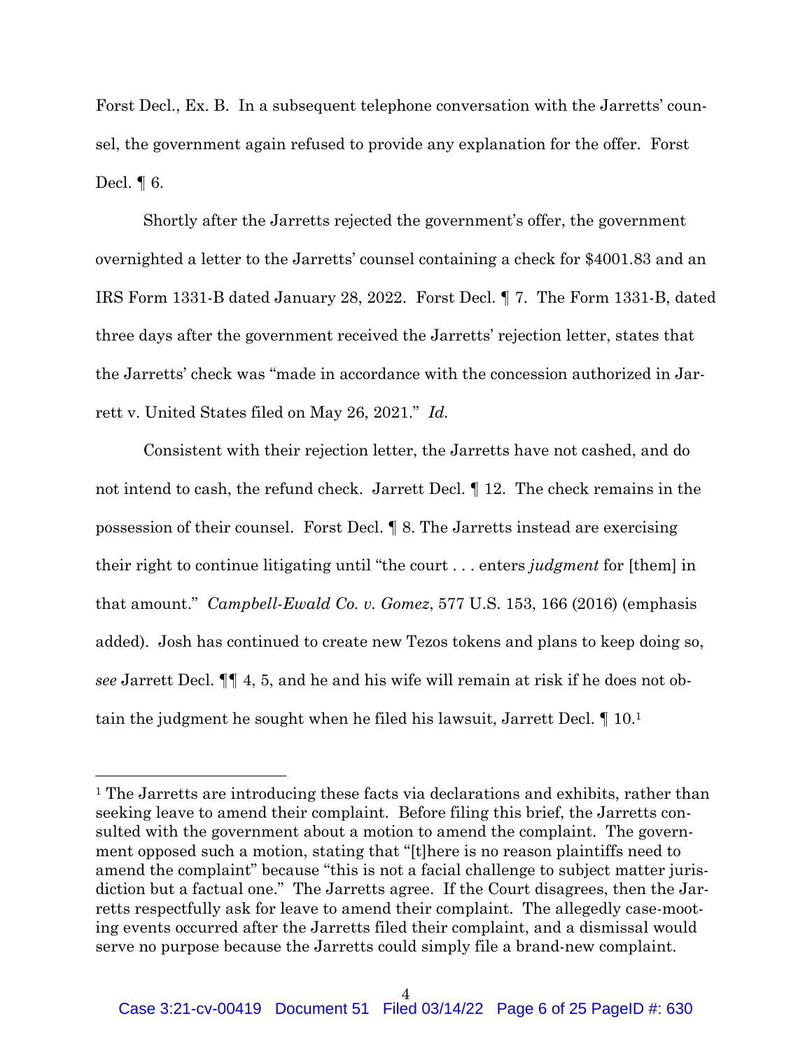Forst Decl., Ex. B. In a subsequent telephone conversation with the Jarretts' counsel, the government again refused to provide any explanation for the offer. Forst Decl. ¶ 6.

Shortly after the Jarretts rejected the government's offer, the government overnighted a letter to the Jarretts' counsel containing a check for $4001.83 and an IRS Form 1331-B dated January 28, 2022. Forst Decl. ¶ 7. The Form 1331-B, dated three days after the government received the Jarretts' rejection letter, states that the Jarretts' check was "made in accordance with the concession authorized in Jarrett v. United States filed on May 26, 2021." *Id.*

Consistent with their rejection letter, the Jarretts have not cashed, and do not intend to cash, the refund check. Jarrett Decl. ¶ 12. The check remains in the possession of their counsel. Forst Decl. ¶ 8. The Jarretts instead are exercising their right to continue litigating until "the court . . . enters *judgment* for [them] in that amount." *Campbell-Ewald Co. v. Gomez*, 577 U.S. 153, 166 (2016) (emphasis added). Josh has continued to create new Tezos tokens and plans to keep doing so, *see* Jarrett Decl. ¶¶ 4, 5, and he and his wife will remain at risk if he does not obtain the judgment he sought when he filed his lawsuit, Jarrett Decl. ¶ 10.[1]

[1] The Jarretts are introducing these facts via declarations and exhibits, rather than seeking leave to amend their complaint. Before filing this brief, the Jarretts consulted with the government about a motion to amend the complaint. The government opposed such a motion, stating that "[t]here is no reason plaintiffs need to amend the complaint" because "this is not a facial challenge to subject matter jurisdiction but a factual one." The Jarretts agree. If the Court disagrees, then the Jarretts respectfully ask for leave to amend their complaint. The allegedly case-mooting events occurred after the Jarretts filed their complaint, and a dismissal would serve no purpose because the Jarretts could simply file a brand-new complaint.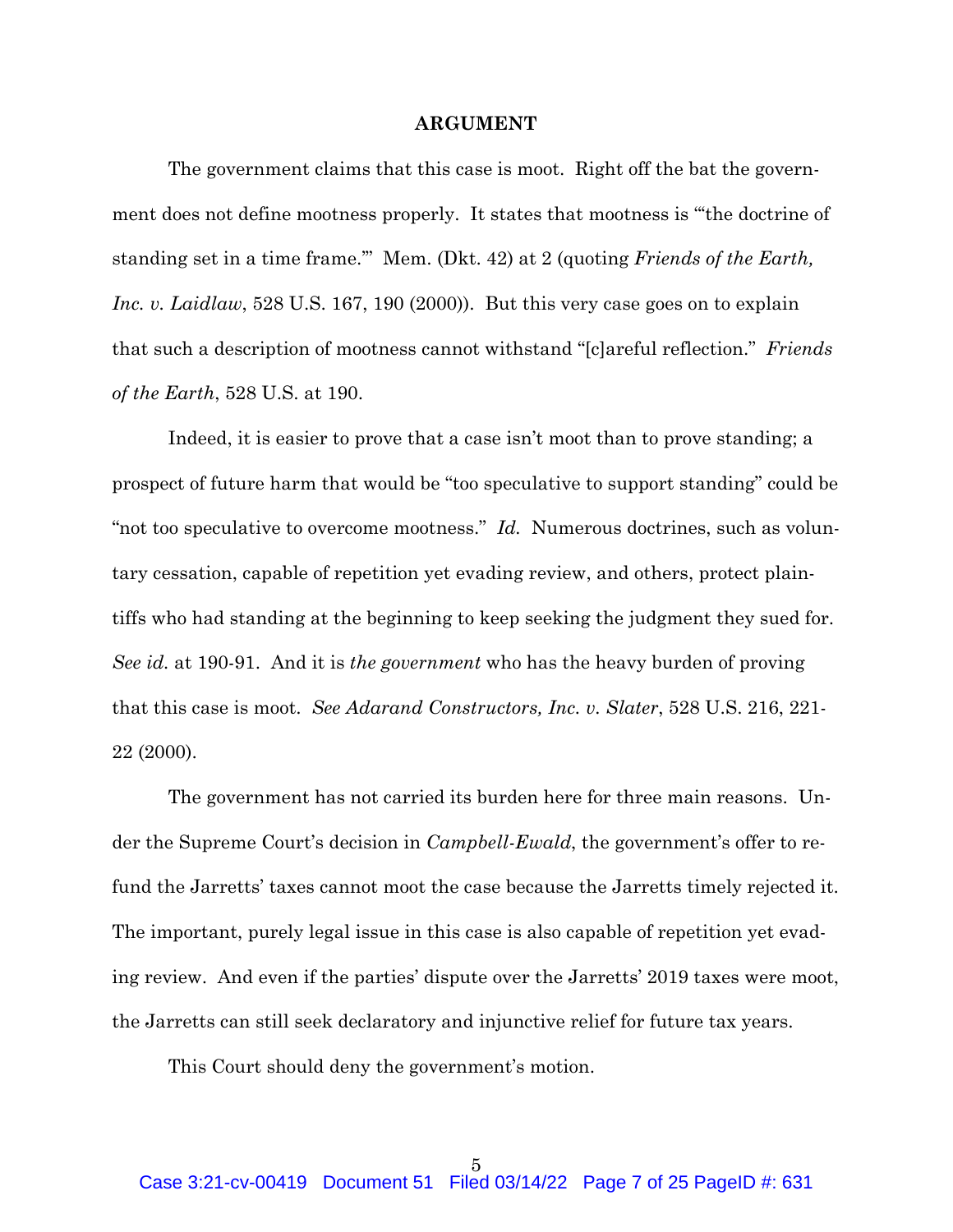## ARGUMENT

The government claims that this case is moot. Right off the bat the government does not define mootness properly. It states that mootness is "'the doctrine of standing set in a time frame.'" Mem. (Dkt. 42) at 2 (quoting *Friends of the Earth, Inc. v. Laidlaw*, 528 U.S. 167, 190 (2000)). But this very case goes on to explain that such a description of mootness cannot withstand "[c]areful reflection." *Friends of the Earth*, 528 U.S. at 190.

Indeed, it is easier to prove that a case isn't moot than to prove standing; a prospect of future harm that would be "too speculative to support standing" could be "not too speculative to overcome mootness." *Id.* Numerous doctrines, such as voluntary cessation, capable of repetition yet evading review, and others, protect plaintiffs who had standing at the beginning to keep seeking the judgment they sued for. *See id.* at 190-91. And it is *the government* who has the heavy burden of proving that this case is moot. *See Adarand Constructors, Inc. v. Slater*, 528 U.S. 216, 221-22 (2000).

The government has not carried its burden here for three main reasons. Under the Supreme Court's decision in *Campbell-Ewald*, the government's offer to refund the Jarretts' taxes cannot moot the case because the Jarretts timely rejected it. The important, purely legal issue in this case is also capable of repetition yet evading review. And even if the parties' dispute over the Jarretts' 2019 taxes were moot, the Jarretts can still seek declaratory and injunctive relief for future tax years.

This Court should deny the government's motion.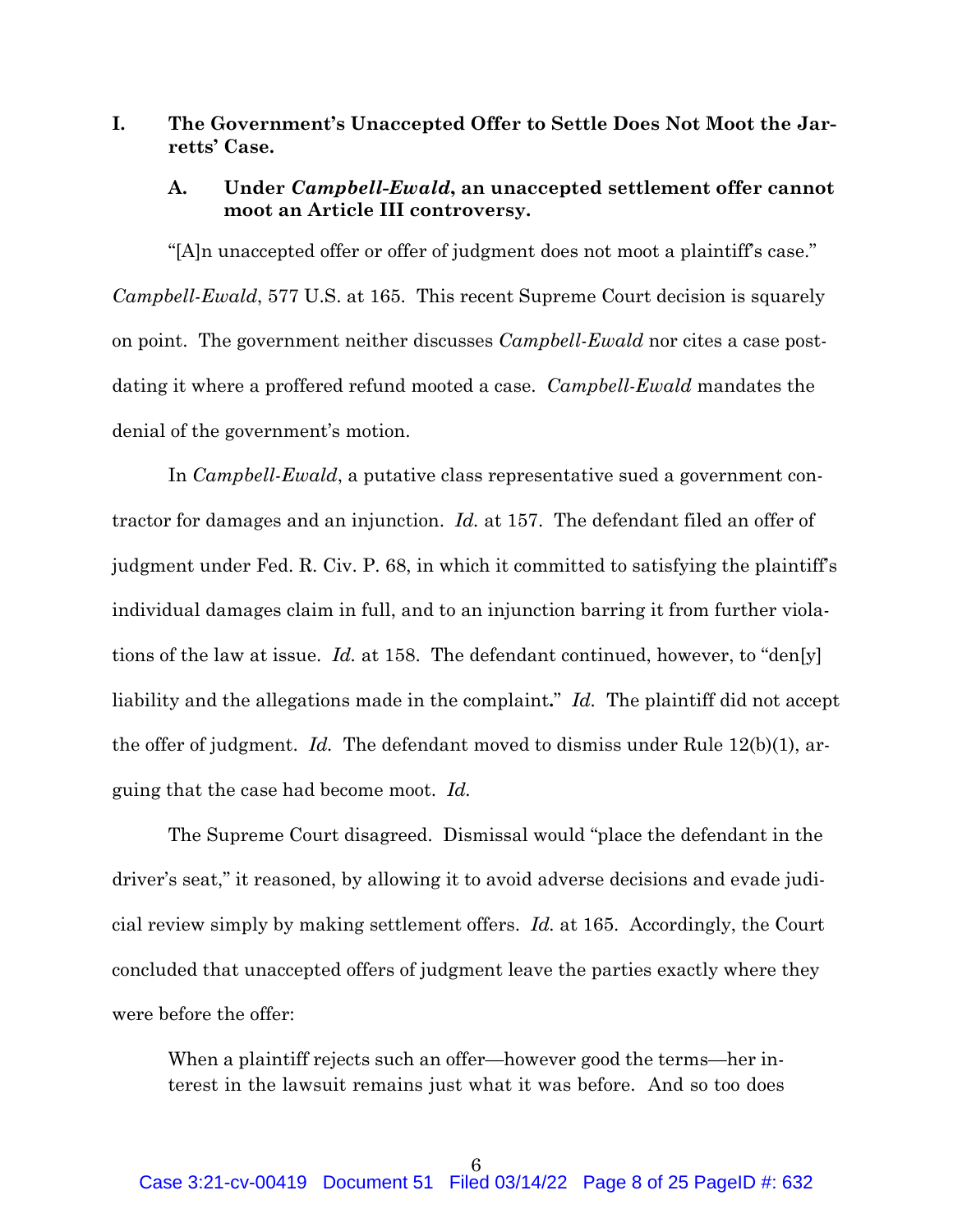## I. The Government's Unaccepted Offer to Settle Does Not Moot the Jarretts' Case.

### A. Under *Campbell-Ewald*, an unaccepted settlement offer cannot moot an Article III controversy.

"[A]n unaccepted offer or offer of judgment does not moot a plaintiff's case." *Campbell-Ewald*, 577 U.S. at 165. This recent Supreme Court decision is squarely on point. The government neither discusses *Campbell-Ewald* nor cites a case post-dating it where a proffered refund mooted a case. *Campbell-Ewald* mandates the denial of the government's motion.

In *Campbell-Ewald*, a putative class representative sued a government contractor for damages and an injunction. *Id.* at 157. The defendant filed an offer of judgment under Fed. R. Civ. P. 68, in which it committed to satisfying the plaintiff's individual damages claim in full, and to an injunction barring it from further violations of the law at issue. *Id.* at 158. The defendant continued, however, to "den[y] liability and the allegations made in the complaint**.**" *Id.* The plaintiff did not accept the offer of judgment. *Id.* The defendant moved to dismiss under Rule 12(b)(1), arguing that the case had become moot. *Id.*

The Supreme Court disagreed. Dismissal would "place the defendant in the driver's seat," it reasoned, by allowing it to avoid adverse decisions and evade judicial review simply by making settlement offers. *Id.* at 165. Accordingly, the Court concluded that unaccepted offers of judgment leave the parties exactly where they were before the offer:

> When a plaintiff rejects such an offer—however good the terms—her interest in the lawsuit remains just what it was before. And so too does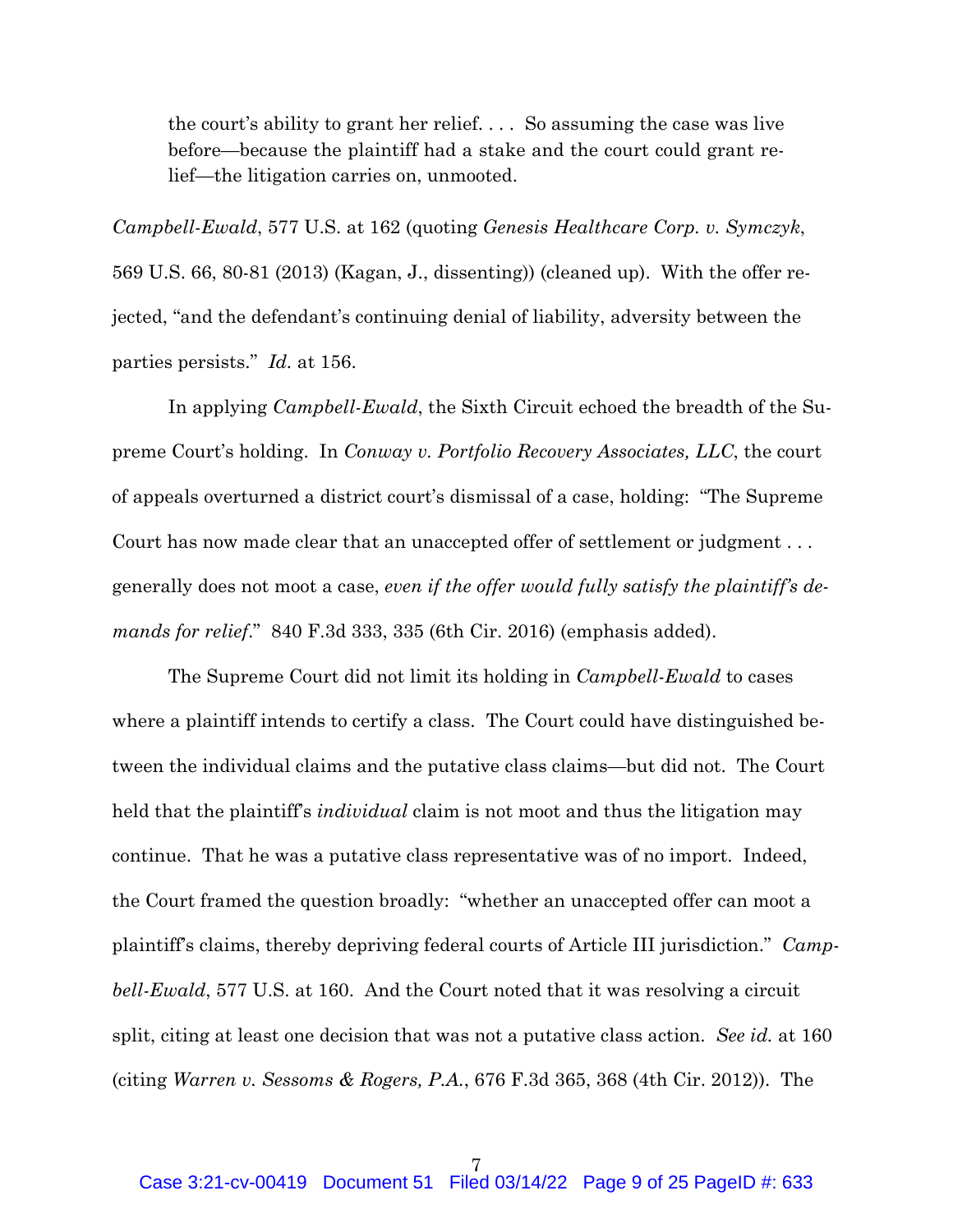> the court's ability to grant her relief. . . . So assuming the case was live before—because the plaintiff had a stake and the court could grant relief—the litigation carries on, unmooted.

*Campbell-Ewald*, 577 U.S. at 162 (quoting *Genesis Healthcare Corp. v. Symczyk*, 569 U.S. 66, 80-81 (2013) (Kagan, J., dissenting)) (cleaned up). With the offer rejected, "and the defendant's continuing denial of liability, adversity between the parties persists." *Id.* at 156.

In applying *Campbell-Ewald*, the Sixth Circuit echoed the breadth of the Supreme Court's holding. In *Conway v. Portfolio Recovery Associates, LLC*, the court of appeals overturned a district court's dismissal of a case, holding: "The Supreme Court has now made clear that an unaccepted offer of settlement or judgment . . . generally does not moot a case, *even if the offer would fully satisfy the plaintiff's demands for relief*." 840 F.3d 333, 335 (6th Cir. 2016) (emphasis added).

The Supreme Court did not limit its holding in *Campbell-Ewald* to cases where a plaintiff intends to certify a class. The Court could have distinguished between the individual claims and the putative class claims—but did not. The Court held that the plaintiff's *individual* claim is not moot and thus the litigation may continue. That he was a putative class representative was of no import. Indeed, the Court framed the question broadly: "whether an unaccepted offer can moot a plaintiff's claims, thereby depriving federal courts of Article III jurisdiction." *Campbell-Ewald*, 577 U.S. at 160. And the Court noted that it was resolving a circuit split, citing at least one decision that was not a putative class action. *See id.* at 160 (citing *Warren v. Sessoms & Rogers, P.A.*, 676 F.3d 365, 368 (4th Cir. 2012)). The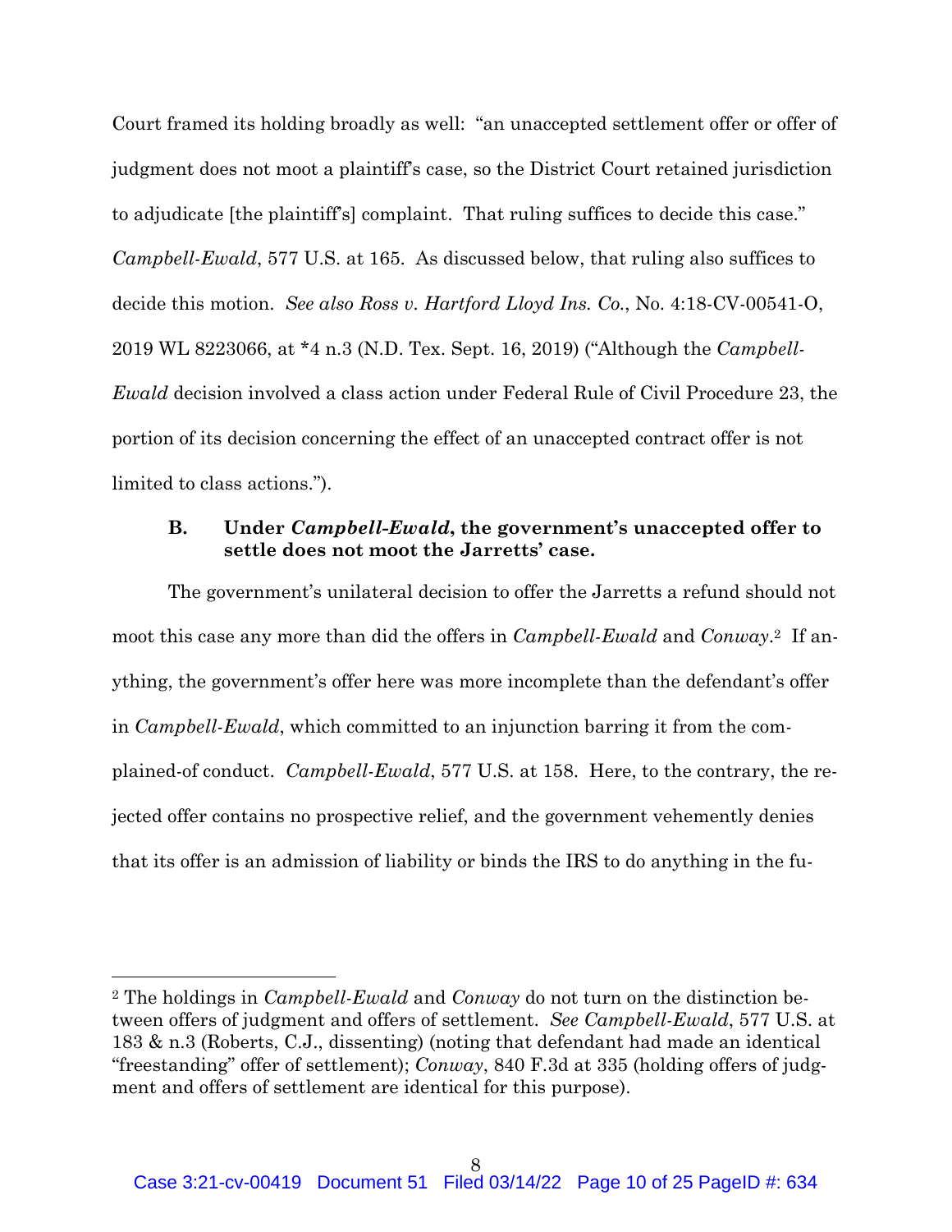Court framed its holding broadly as well: "an unaccepted settlement offer or offer of judgment does not moot a plaintiff's case, so the District Court retained jurisdiction to adjudicate [the plaintiff's] complaint. That ruling suffices to decide this case." *Campbell-Ewald*, 577 U.S. at 165. As discussed below, that ruling also suffices to decide this motion. *See also Ross v. Hartford Lloyd Ins. Co.*, No. 4:18-CV-00541-O, 2019 WL 8223066, at *4 n.3 (N.D. Tex. Sept. 16, 2019) ("Although the *Campbell-Ewald* decision involved a class action under Federal Rule of Civil Procedure 23, the portion of its decision concerning the effect of an unaccepted contract offer is not limited to class actions.").

### B. Under *Campbell-Ewald*, the government's unaccepted offer to settle does not moot the Jarretts' case.

The government's unilateral decision to offer the Jarretts a refund should not moot this case any more than did the offers in *Campbell-Ewald* and *Conway*.[2] If anything, the government's offer here was more incomplete than the defendant's offer in *Campbell-Ewald*, which committed to an injunction barring it from the complained-of conduct. *Campbell-Ewald*, 577 U.S. at 158. Here, to the contrary, the rejected offer contains no prospective relief, and the government vehemently denies that its offer is an admission of liability or binds the IRS to do anything in the fu-

[2] The holdings in *Campbell-Ewald* and *Conway* do not turn on the distinction between offers of judgment and offers of settlement. *See Campbell-Ewald*, 577 U.S. at 183 & n.3 (Roberts, C.J., dissenting) (noting that defendant had made an identical "freestanding" offer of settlement); *Conway*, 840 F.3d at 335 (holding offers of judgment and offers of settlement are identical for this purpose).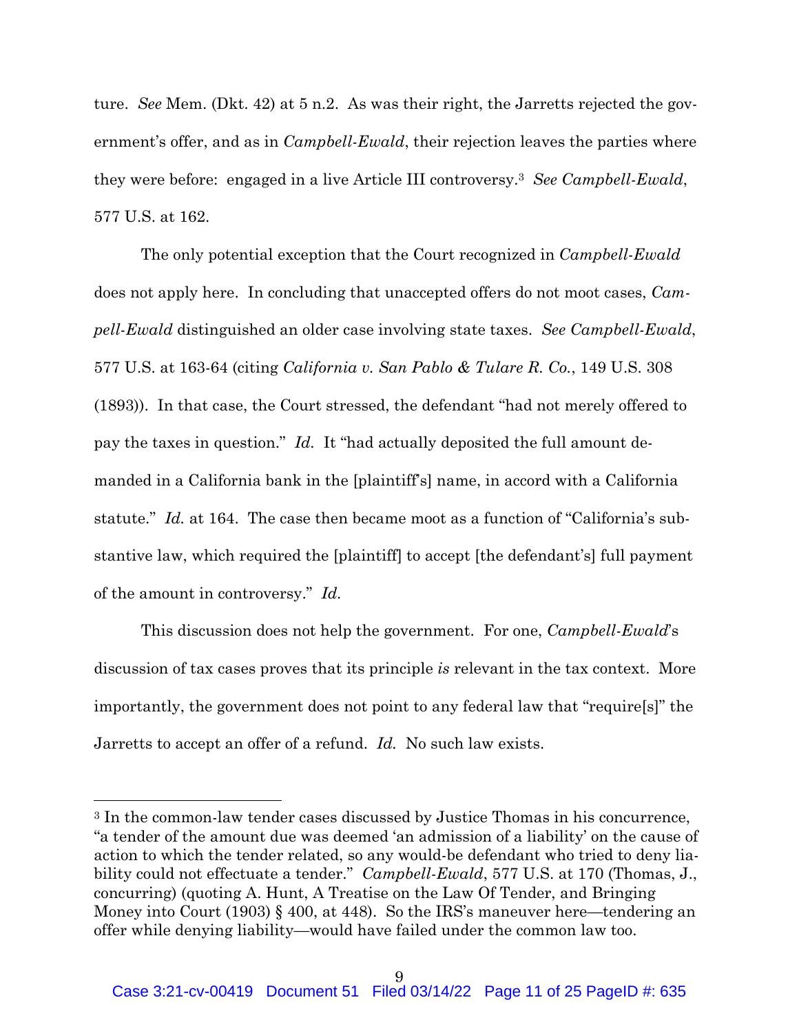ture. *See* Mem. (Dkt. 42) at 5 n.2. As was their right, the Jarretts rejected the government's offer, and as in *Campbell-Ewald*, their rejection leaves the parties where they were before: engaged in a live Article III controversy.[3] *See Campbell-Ewald*, 577 U.S. at 162.

The only potential exception that the Court recognized in *Campbell-Ewald* does not apply here. In concluding that unaccepted offers do not moot cases, *Campbell-Ewald* distinguished an older case involving state taxes. *See Campbell-Ewald*, 577 U.S. at 163-64 (citing *California v. San Pablo & Tulare R. Co.*, 149 U.S. 308 (1893)). In that case, the Court stressed, the defendant "had not merely offered to pay the taxes in question." *Id.* It "had actually deposited the full amount demanded in a California bank in the [plaintiff's] name, in accord with a California statute." *Id.* at 164. The case then became moot as a function of "California's substantive law, which required the [plaintiff] to accept [the defendant's] full payment of the amount in controversy." *Id.*

This discussion does not help the government. For one, *Campbell-Ewald*'s discussion of tax cases proves that its principle *is* relevant in the tax context. More importantly, the government does not point to any federal law that "require[s]" the Jarretts to accept an offer of a refund. *Id.* No such law exists.

---

[3] In the common-law tender cases discussed by Justice Thomas in his concurrence, "a tender of the amount due was deemed 'an admission of a liability' on the cause of action to which the tender related, so any would-be defendant who tried to deny liability could not effectuate a tender." *Campbell-Ewald*, 577 U.S. at 170 (Thomas, J., concurring) (quoting A. Hunt, A Treatise on the Law Of Tender, and Bringing Money into Court (1903) § 400, at 448). So the IRS's maneuver here—tendering an offer while denying liability—would have failed under the common law too.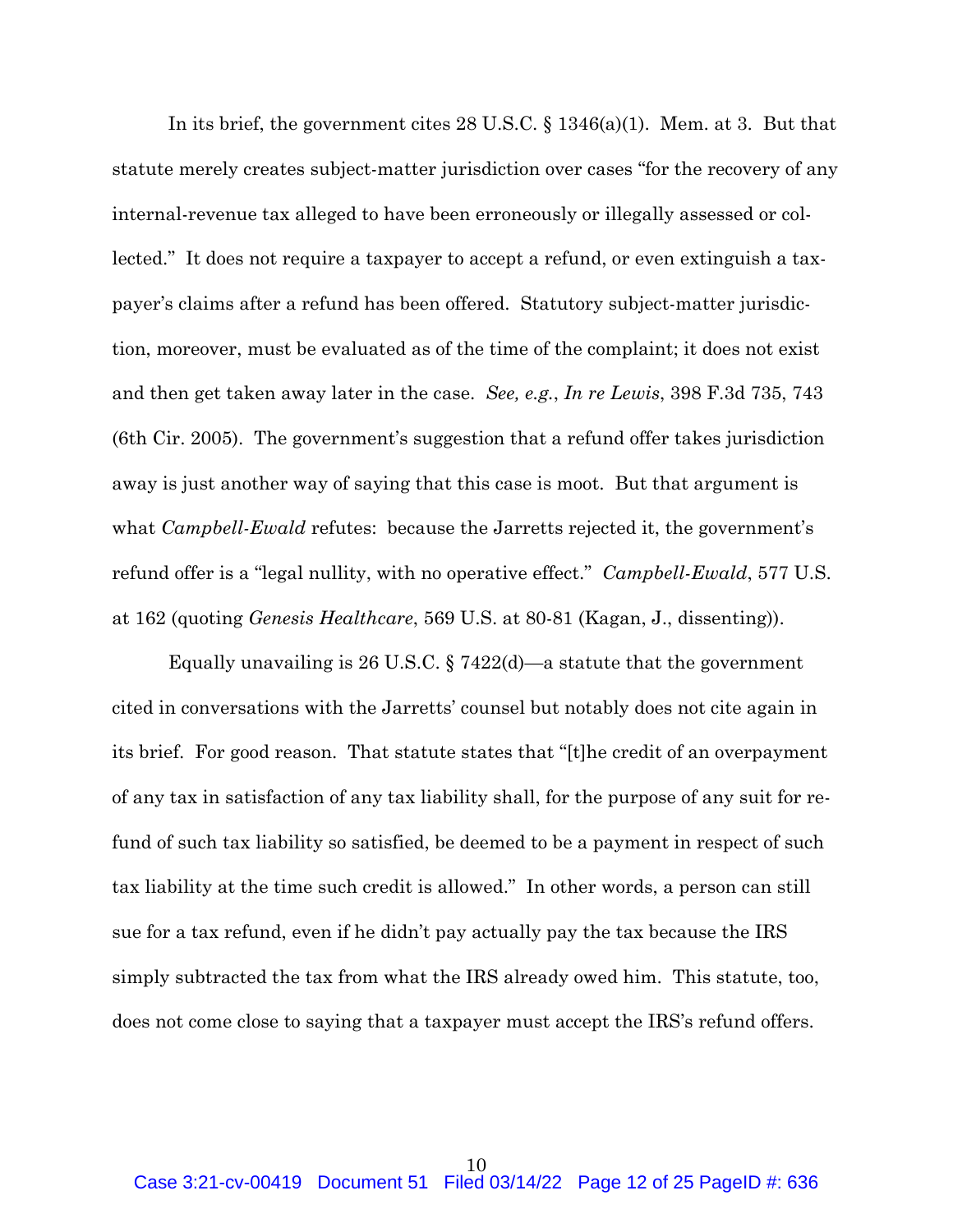In its brief, the government cites 28 U.S.C. § 1346(a)(1). Mem. at 3. But that statute merely creates subject-matter jurisdiction over cases "for the recovery of any internal-revenue tax alleged to have been erroneously or illegally assessed or collected." It does not require a taxpayer to accept a refund, or even extinguish a taxpayer's claims after a refund has been offered. Statutory subject-matter jurisdiction, moreover, must be evaluated as of the time of the complaint; it does not exist and then get taken away later in the case. *See, e.g.*, *In re Lewis*, 398 F.3d 735, 743 (6th Cir. 2005). The government's suggestion that a refund offer takes jurisdiction away is just another way of saying that this case is moot. But that argument is what *Campbell-Ewald* refutes: because the Jarretts rejected it, the government's refund offer is a "legal nullity, with no operative effect." *Campbell-Ewald*, 577 U.S. at 162 (quoting *Genesis Healthcare*, 569 U.S. at 80-81 (Kagan, J., dissenting)).

Equally unavailing is 26 U.S.C. § 7422(d)—a statute that the government cited in conversations with the Jarretts' counsel but notably does not cite again in its brief. For good reason. That statute states that "[t]he credit of an overpayment of any tax in satisfaction of any tax liability shall, for the purpose of any suit for refund of such tax liability so satisfied, be deemed to be a payment in respect of such tax liability at the time such credit is allowed." In other words, a person can still sue for a tax refund, even if he didn't pay actually pay the tax because the IRS simply subtracted the tax from what the IRS already owed him. This statute, too, does not come close to saying that a taxpayer must accept the IRS's refund offers.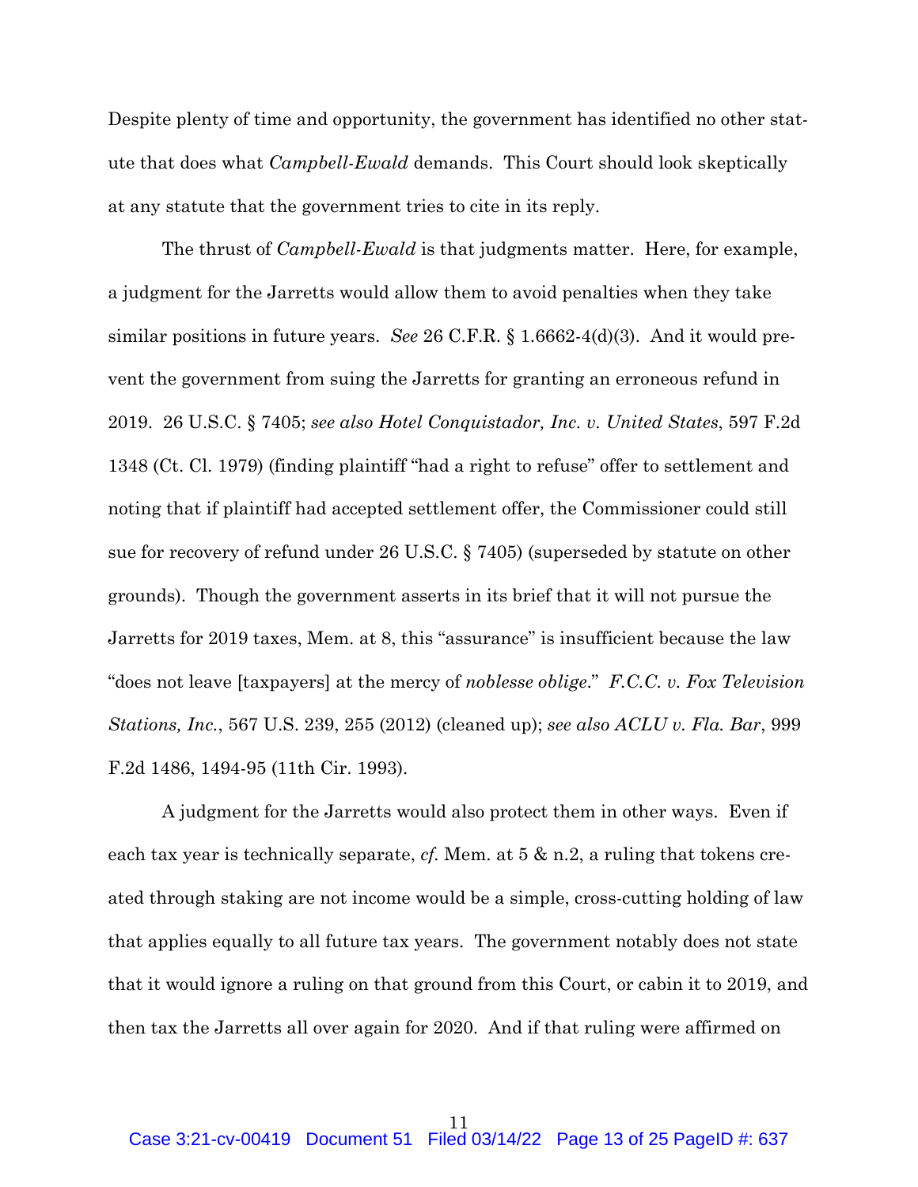Despite plenty of time and opportunity, the government has identified no other statute that does what *Campbell-Ewald* demands. This Court should look skeptically at any statute that the government tries to cite in its reply.

The thrust of *Campbell-Ewald* is that judgments matter. Here, for example, a judgment for the Jarretts would allow them to avoid penalties when they take similar positions in future years. *See* 26 C.F.R. § 1.6662-4(d)(3). And it would prevent the government from suing the Jarretts for granting an erroneous refund in 2019. 26 U.S.C. § 7405; *see also Hotel Conquistador, Inc. v. United States*, 597 F.2d 1348 (Ct. Cl. 1979) (finding plaintiff "had a right to refuse" offer to settlement and noting that if plaintiff had accepted settlement offer, the Commissioner could still sue for recovery of refund under 26 U.S.C. § 7405) (superseded by statute on other grounds). Though the government asserts in its brief that it will not pursue the Jarretts for 2019 taxes, Mem. at 8, this "assurance" is insufficient because the law "does not leave [taxpayers] at the mercy of *noblesse oblige*." *F.C.C. v. Fox Television Stations, Inc.*, 567 U.S. 239, 255 (2012) (cleaned up); *see also ACLU v. Fla. Bar*, 999 F.2d 1486, 1494-95 (11th Cir. 1993).

A judgment for the Jarretts would also protect them in other ways. Even if each tax year is technically separate, *cf.* Mem. at 5 & n.2, a ruling that tokens created through staking are not income would be a simple, cross-cutting holding of law that applies equally to all future tax years. The government notably does not state that it would ignore a ruling on that ground from this Court, or cabin it to 2019, and then tax the Jarretts all over again for 2020. And if that ruling were affirmed on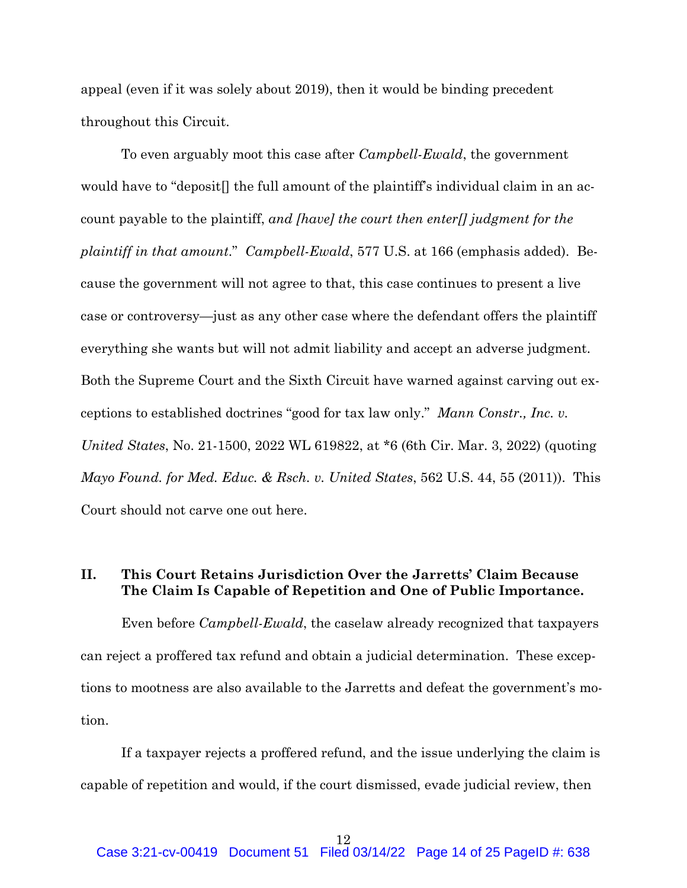appeal (even if it was solely about 2019), then it would be binding precedent throughout this Circuit.

To even arguably moot this case after *Campbell-Ewald*, the government would have to "deposit[] the full amount of the plaintiff's individual claim in an account payable to the plaintiff, *and [have] the court then enter[] judgment for the plaintiff in that amount*." *Campbell-Ewald*, 577 U.S. at 166 (emphasis added). Because the government will not agree to that, this case continues to present a live case or controversy—just as any other case where the defendant offers the plaintiff everything she wants but will not admit liability and accept an adverse judgment. Both the Supreme Court and the Sixth Circuit have warned against carving out exceptions to established doctrines "good for tax law only." *Mann Constr., Inc. v. United States*, No. 21-1500, 2022 WL 619822, at *6 (6th Cir. Mar. 3, 2022) (quoting *Mayo Found. for Med. Educ. & Rsch. v. United States*, 562 U.S. 44, 55 (2011)). This Court should not carve one out here.

## II. This Court Retains Jurisdiction Over the Jarretts' Claim Because The Claim Is Capable of Repetition and One of Public Importance.

Even before *Campbell-Ewald*, the caselaw already recognized that taxpayers can reject a proffered tax refund and obtain a judicial determination. These exceptions to mootness are also available to the Jarretts and defeat the government's motion.

If a taxpayer rejects a proffered refund, and the issue underlying the claim is capable of repetition and would, if the court dismissed, evade judicial review, then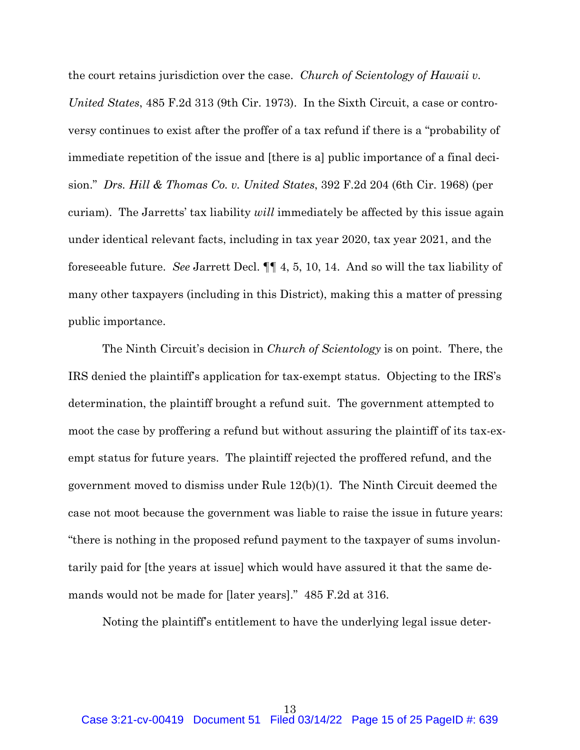the court retains jurisdiction over the case. *Church of Scientology of Hawaii v. United States*, 485 F.2d 313 (9th Cir. 1973). In the Sixth Circuit, a case or controversy continues to exist after the proffer of a tax refund if there is a "probability of immediate repetition of the issue and [there is a] public importance of a final decision." *Drs. Hill & Thomas Co. v. United States*, 392 F.2d 204 (6th Cir. 1968) (per curiam). The Jarretts' tax liability *will* immediately be affected by this issue again under identical relevant facts, including in tax year 2020, tax year 2021, and the foreseeable future. *See* Jarrett Decl. ¶¶ 4, 5, 10, 14. And so will the tax liability of many other taxpayers (including in this District), making this a matter of pressing public importance.

The Ninth Circuit's decision in *Church of Scientology* is on point. There, the IRS denied the plaintiff's application for tax-exempt status. Objecting to the IRS's determination, the plaintiff brought a refund suit. The government attempted to moot the case by proffering a refund but without assuring the plaintiff of its tax-exempt status for future years. The plaintiff rejected the proffered refund, and the government moved to dismiss under Rule 12(b)(1). The Ninth Circuit deemed the case not moot because the government was liable to raise the issue in future years: "there is nothing in the proposed refund payment to the taxpayer of sums involuntarily paid for [the years at issue] which would have assured it that the same demands would not be made for [later years]." 485 F.2d at 316.

Noting the plaintiff's entitlement to have the underlying legal issue deter-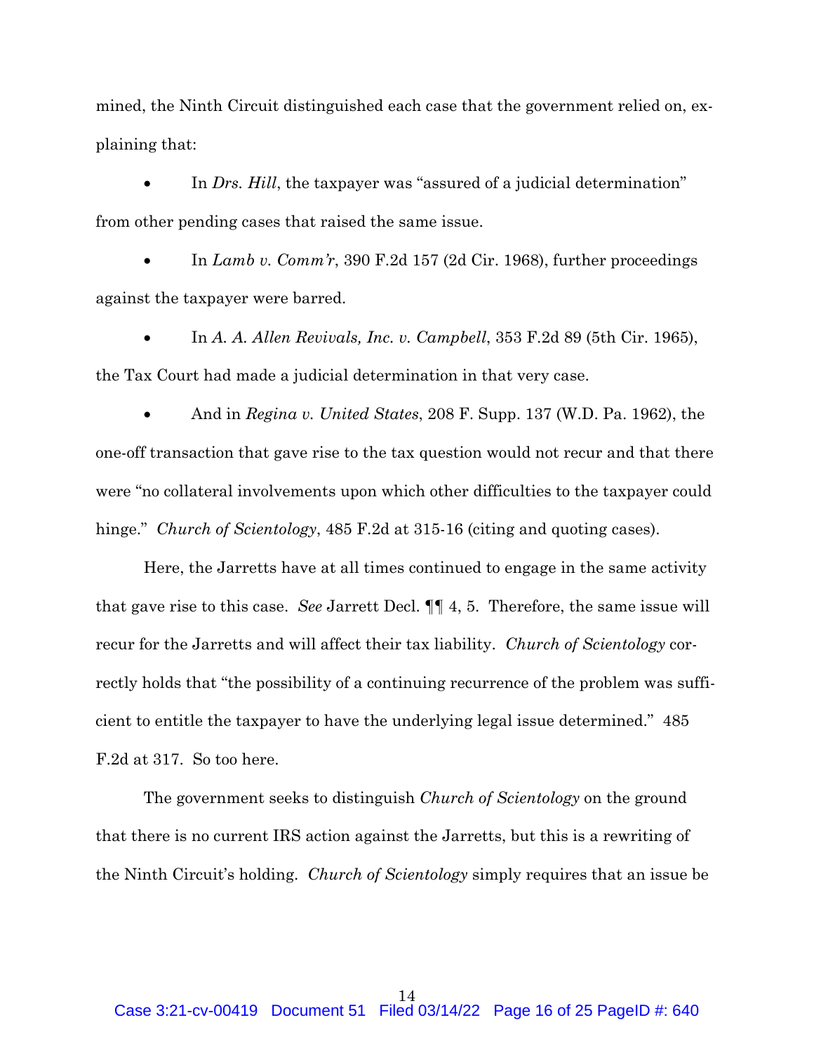mined, the Ninth Circuit distinguished each case that the government relied on, explaining that:

- In *Drs. Hill*, the taxpayer was "assured of a judicial determination" from other pending cases that raised the same issue.

- In *Lamb v. Comm'r*, 390 F.2d 157 (2d Cir. 1968), further proceedings against the taxpayer were barred.

- In *A. A. Allen Revivals, Inc. v. Campbell*, 353 F.2d 89 (5th Cir. 1965), the Tax Court had made a judicial determination in that very case.

- And in *Regina v. United States*, 208 F. Supp. 137 (W.D. Pa. 1962), the one-off transaction that gave rise to the tax question would not recur and that there were "no collateral involvements upon which other difficulties to the taxpayer could hinge." *Church of Scientology*, 485 F.2d at 315-16 (citing and quoting cases).

Here, the Jarretts have at all times continued to engage in the same activity that gave rise to this case. *See* Jarrett Decl. ¶¶ 4, 5. Therefore, the same issue will recur for the Jarretts and will affect their tax liability. *Church of Scientology* correctly holds that "the possibility of a continuing recurrence of the problem was sufficient to entitle the taxpayer to have the underlying legal issue determined." 485 F.2d at 317. So too here.

The government seeks to distinguish *Church of Scientology* on the ground that there is no current IRS action against the Jarretts, but this is a rewriting of the Ninth Circuit's holding. *Church of Scientology* simply requires that an issue be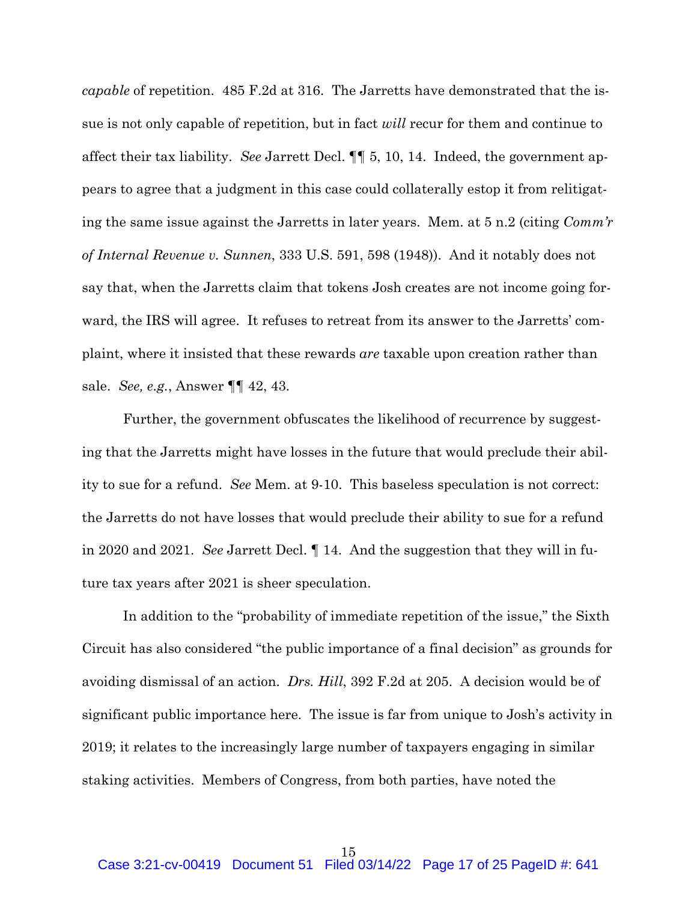*capable* of repetition. 485 F.2d at 316. The Jarretts have demonstrated that the issue is not only capable of repetition, but in fact *will* recur for them and continue to affect their tax liability. *See* Jarrett Decl. ¶¶ 5, 10, 14. Indeed, the government appears to agree that a judgment in this case could collaterally estop it from relitigating the same issue against the Jarretts in later years. Mem. at 5 n.2 (citing *Comm'r of Internal Revenue v. Sunnen*, 333 U.S. 591, 598 (1948)). And it notably does not say that, when the Jarretts claim that tokens Josh creates are not income going forward, the IRS will agree. It refuses to retreat from its answer to the Jarretts' complaint, where it insisted that these rewards *are* taxable upon creation rather than sale. *See, e.g.*, Answer ¶¶ 42, 43.

Further, the government obfuscates the likelihood of recurrence by suggesting that the Jarretts might have losses in the future that would preclude their ability to sue for a refund. *See* Mem. at 9-10. This baseless speculation is not correct: the Jarretts do not have losses that would preclude their ability to sue for a refund in 2020 and 2021. *See* Jarrett Decl. ¶ 14. And the suggestion that they will in future tax years after 2021 is sheer speculation.

In addition to the "probability of immediate repetition of the issue," the Sixth Circuit has also considered "the public importance of a final decision" as grounds for avoiding dismissal of an action. *Drs. Hill*, 392 F.2d at 205. A decision would be of significant public importance here. The issue is far from unique to Josh's activity in 2019; it relates to the increasingly large number of taxpayers engaging in similar staking activities. Members of Congress, from both parties, have noted the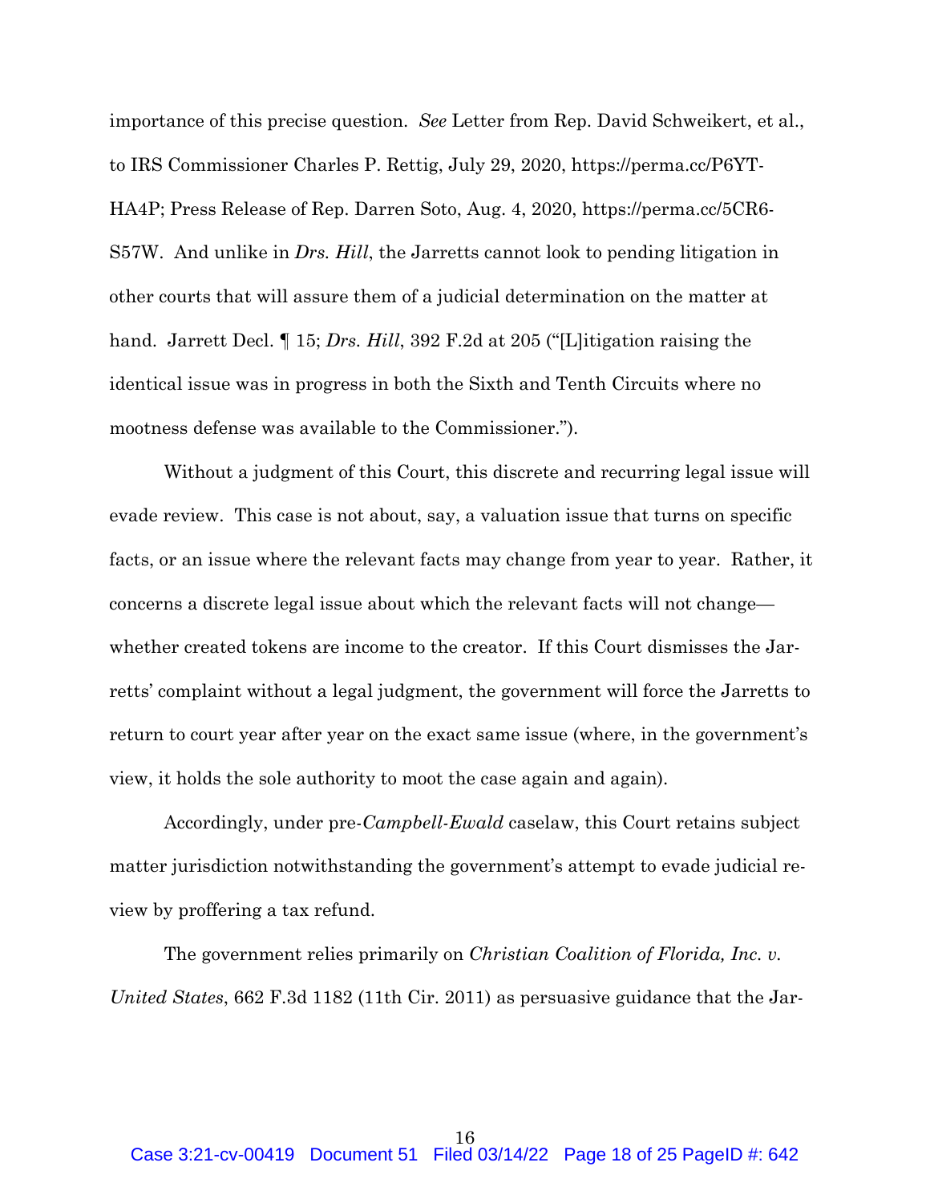importance of this precise question. *See* Letter from Rep. David Schweikert, et al., to IRS Commissioner Charles P. Rettig, July 29, 2020, https://perma.cc/P6YT-HA4P; Press Release of Rep. Darren Soto, Aug. 4, 2020, https://perma.cc/5CR6-S57W. And unlike in *Drs. Hill*, the Jarretts cannot look to pending litigation in other courts that will assure them of a judicial determination on the matter at hand. Jarrett Decl. ¶ 15; *Drs. Hill*, 392 F.2d at 205 ("[L]itigation raising the identical issue was in progress in both the Sixth and Tenth Circuits where no mootness defense was available to the Commissioner.").

Without a judgment of this Court, this discrete and recurring legal issue will evade review. This case is not about, say, a valuation issue that turns on specific facts, or an issue where the relevant facts may change from year to year. Rather, it concerns a discrete legal issue about which the relevant facts will not change—whether created tokens are income to the creator. If this Court dismisses the Jarretts' complaint without a legal judgment, the government will force the Jarretts to return to court year after year on the exact same issue (where, in the government's view, it holds the sole authority to moot the case again and again).

Accordingly, under pre-*Campbell-Ewald* caselaw, this Court retains subject matter jurisdiction notwithstanding the government's attempt to evade judicial review by proffering a tax refund.

The government relies primarily on *Christian Coalition of Florida, Inc. v. United States*, 662 F.3d 1182 (11th Cir. 2011) as persuasive guidance that the Jar-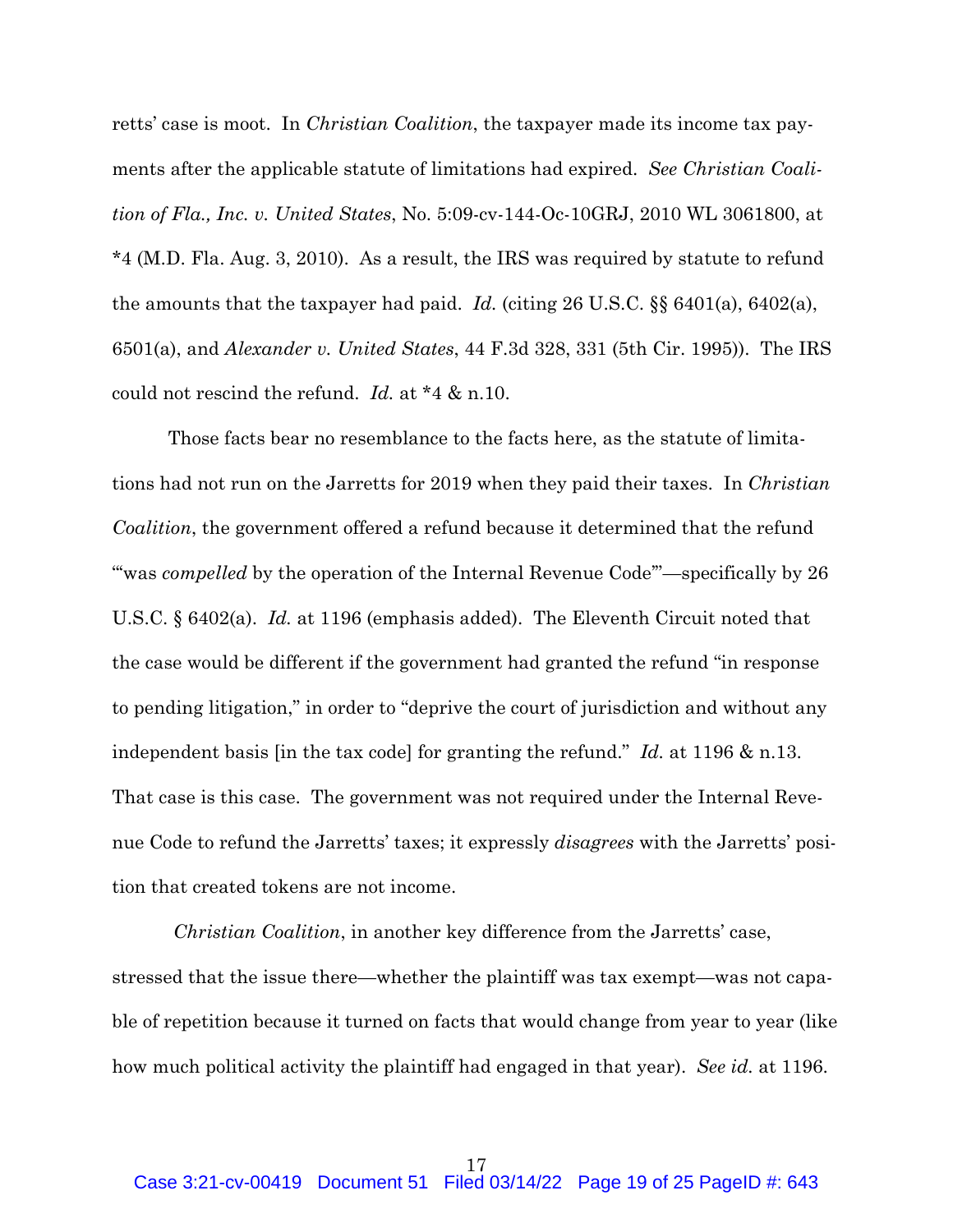retts' case is moot. In *Christian Coalition*, the taxpayer made its income tax payments after the applicable statute of limitations had expired. *See Christian Coalition of Fla., Inc. v. United States*, No. 5:09-cv-144-Oc-10GRJ, 2010 WL 3061800, at *4 (M.D. Fla. Aug. 3, 2010). As a result, the IRS was required by statute to refund the amounts that the taxpayer had paid. *Id.* (citing 26 U.S.C. §§ 6401(a), 6402(a), 6501(a), and *Alexander v. United States*, 44 F.3d 328, 331 (5th Cir. 1995)). The IRS could not rescind the refund. *Id.* at *4 & n.10.

Those facts bear no resemblance to the facts here, as the statute of limitations had not run on the Jarretts for 2019 when they paid their taxes. In *Christian Coalition*, the government offered a refund because it determined that the refund "'was *compelled* by the operation of the Internal Revenue Code'"—specifically by 26 U.S.C. § 6402(a). *Id.* at 1196 (emphasis added). The Eleventh Circuit noted that the case would be different if the government had granted the refund "in response to pending litigation," in order to "deprive the court of jurisdiction and without any independent basis [in the tax code] for granting the refund." *Id.* at 1196 & n.13. That case is this case. The government was not required under the Internal Revenue Code to refund the Jarretts' taxes; it expressly *disagrees* with the Jarretts' position that created tokens are not income.

*Christian Coalition*, in another key difference from the Jarretts' case, stressed that the issue there—whether the plaintiff was tax exempt—was not capable of repetition because it turned on facts that would change from year to year (like how much political activity the plaintiff had engaged in that year). *See id.* at 1196.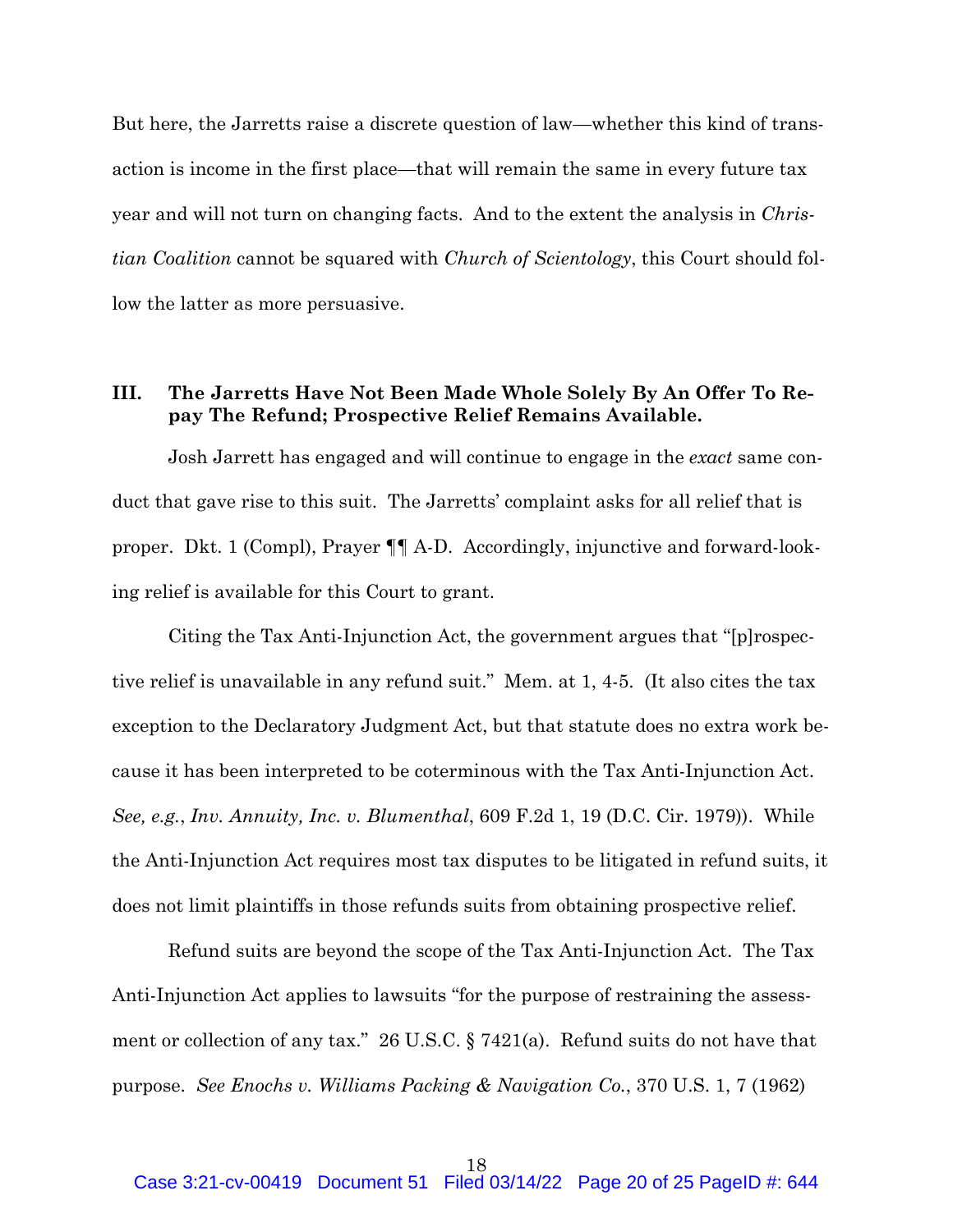But here, the Jarretts raise a discrete question of law—whether this kind of transaction is income in the first place—that will remain the same in every future tax year and will not turn on changing facts. And to the extent the analysis in *Christian Coalition* cannot be squared with *Church of Scientology*, this Court should follow the latter as more persuasive.

### III. The Jarretts Have Not Been Made Whole Solely By An Offer To Repay The Refund; Prospective Relief Remains Available.

Josh Jarrett has engaged and will continue to engage in the *exact* same conduct that gave rise to this suit. The Jarretts' complaint asks for all relief that is proper. Dkt. 1 (Compl), Prayer ¶¶ A-D. Accordingly, injunctive and forward-looking relief is available for this Court to grant.

Citing the Tax Anti-Injunction Act, the government argues that "[p]rospective relief is unavailable in any refund suit." Mem. at 1, 4-5. (It also cites the tax exception to the Declaratory Judgment Act, but that statute does no extra work because it has been interpreted to be coterminous with the Tax Anti-Injunction Act. *See, e.g.*, *Inv. Annuity, Inc. v. Blumenthal*, 609 F.2d 1, 19 (D.C. Cir. 1979)). While the Anti-Injunction Act requires most tax disputes to be litigated in refund suits, it does not limit plaintiffs in those refunds suits from obtaining prospective relief.

Refund suits are beyond the scope of the Tax Anti-Injunction Act. The Tax Anti-Injunction Act applies to lawsuits "for the purpose of restraining the assessment or collection of any tax." 26 U.S.C. § 7421(a). Refund suits do not have that purpose. *See Enochs v. Williams Packing & Navigation Co.*, 370 U.S. 1, 7 (1962)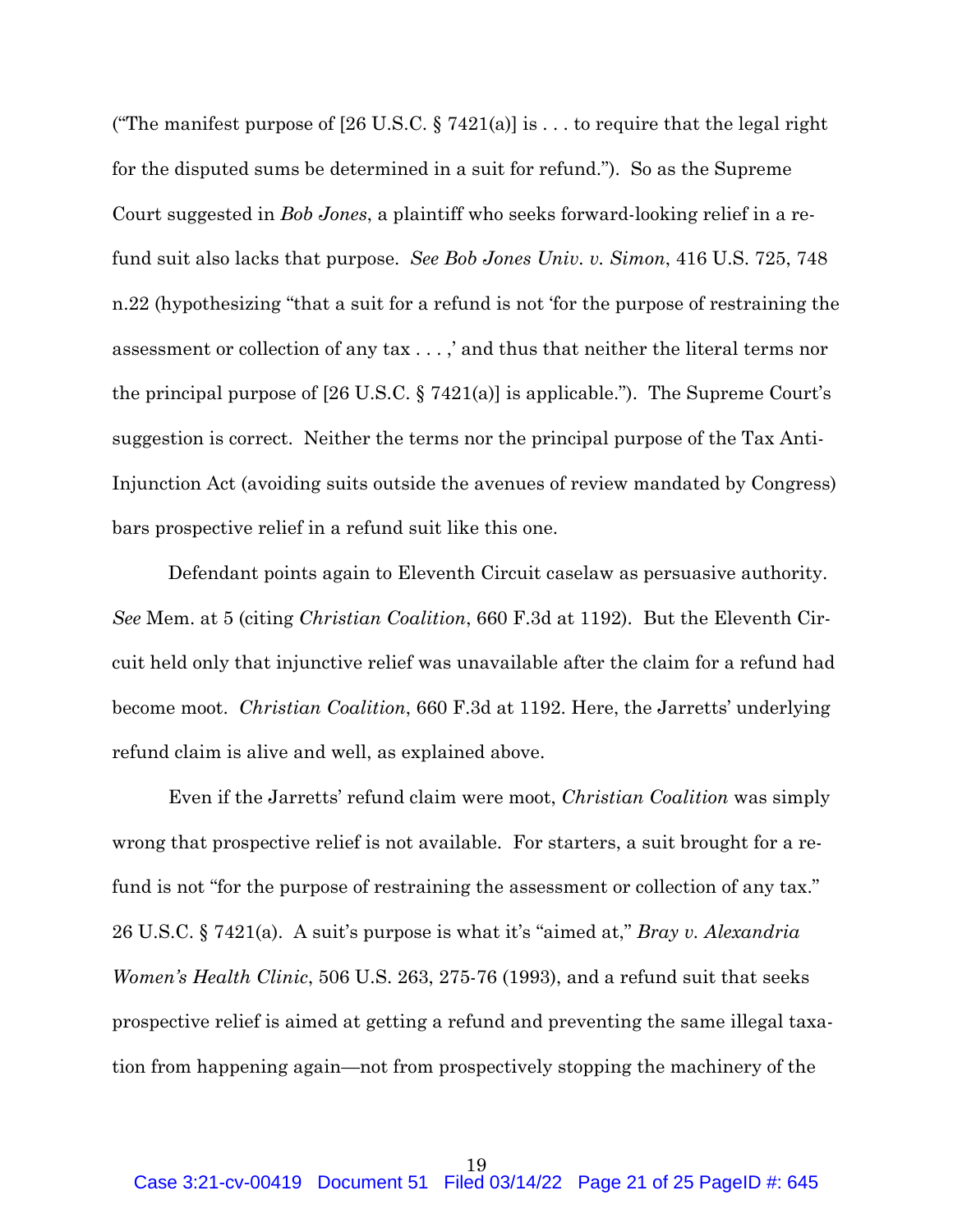("The manifest purpose of [26 U.S.C. § 7421(a)] is . . . to require that the legal right for the disputed sums be determined in a suit for refund."). So as the Supreme Court suggested in *Bob Jones*, a plaintiff who seeks forward-looking relief in a refund suit also lacks that purpose. *See Bob Jones Univ. v. Simon*, 416 U.S. 725, 748 n.22 (hypothesizing "that a suit for a refund is not 'for the purpose of restraining the assessment or collection of any tax . . . ,' and thus that neither the literal terms nor the principal purpose of [26 U.S.C. § 7421(a)] is applicable."). The Supreme Court's suggestion is correct. Neither the terms nor the principal purpose of the Tax Anti-Injunction Act (avoiding suits outside the avenues of review mandated by Congress) bars prospective relief in a refund suit like this one.

Defendant points again to Eleventh Circuit caselaw as persuasive authority. *See* Mem. at 5 (citing *Christian Coalition*, 660 F.3d at 1192). But the Eleventh Circuit held only that injunctive relief was unavailable after the claim for a refund had become moot. *Christian Coalition*, 660 F.3d at 1192. Here, the Jarretts' underlying refund claim is alive and well, as explained above.

Even if the Jarretts' refund claim were moot, *Christian Coalition* was simply wrong that prospective relief is not available. For starters, a suit brought for a refund is not "for the purpose of restraining the assessment or collection of any tax." 26 U.S.C. § 7421(a). A suit's purpose is what it's "aimed at," *Bray v. Alexandria Women's Health Clinic*, 506 U.S. 263, 275-76 (1993), and a refund suit that seeks prospective relief is aimed at getting a refund and preventing the same illegal taxation from happening again—not from prospectively stopping the machinery of the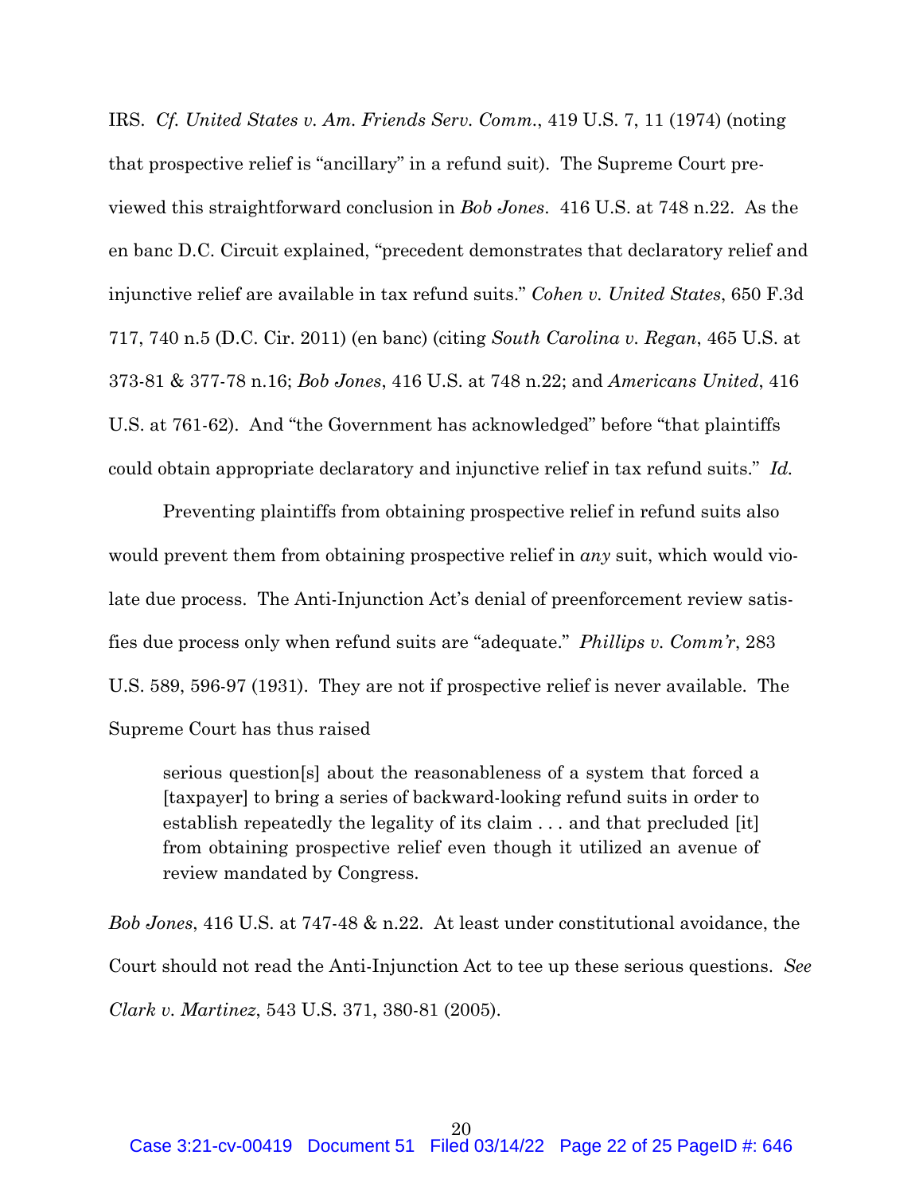IRS. *Cf. United States v. Am. Friends Serv. Comm.*, 419 U.S. 7, 11 (1974) (noting that prospective relief is "ancillary" in a refund suit). The Supreme Court previewed this straightforward conclusion in *Bob Jones*. 416 U.S. at 748 n.22. As the en banc D.C. Circuit explained, "precedent demonstrates that declaratory relief and injunctive relief are available in tax refund suits." *Cohen v. United States*, 650 F.3d 717, 740 n.5 (D.C. Cir. 2011) (en banc) (citing *South Carolina v. Regan*, 465 U.S. at 373-81 & 377-78 n.16; *Bob Jones*, 416 U.S. at 748 n.22; and *Americans United*, 416 U.S. at 761-62). And "the Government has acknowledged" before "that plaintiffs could obtain appropriate declaratory and injunctive relief in tax refund suits." *Id.*

Preventing plaintiffs from obtaining prospective relief in refund suits also would prevent them from obtaining prospective relief in *any* suit, which would violate due process. The Anti-Injunction Act's denial of preenforcement review satisfies due process only when refund suits are "adequate." *Phillips v. Comm'r*, 283 U.S. 589, 596-97 (1931). They are not if prospective relief is never available. The Supreme Court has thus raised

> serious question[s] about the reasonableness of a system that forced a [taxpayer] to bring a series of backward-looking refund suits in order to establish repeatedly the legality of its claim . . . and that precluded [it] from obtaining prospective relief even though it utilized an avenue of review mandated by Congress.

*Bob Jones*, 416 U.S. at 747-48 & n.22. At least under constitutional avoidance, the Court should not read the Anti-Injunction Act to tee up these serious questions. *See Clark v. Martinez*, 543 U.S. 371, 380-81 (2005).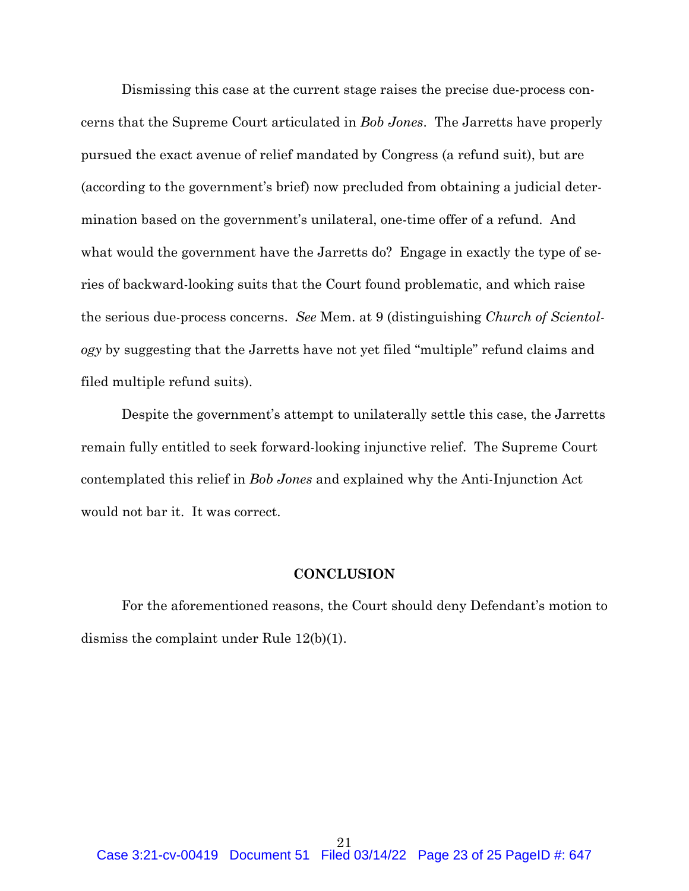Dismissing this case at the current stage raises the precise due-process concerns that the Supreme Court articulated in *Bob Jones*. The Jarretts have properly pursued the exact avenue of relief mandated by Congress (a refund suit), but are (according to the government's brief) now precluded from obtaining a judicial determination based on the government's unilateral, one-time offer of a refund. And what would the government have the Jarretts do? Engage in exactly the type of series of backward-looking suits that the Court found problematic, and which raise the serious due-process concerns. *See* Mem. at 9 (distinguishing *Church of Scientology* by suggesting that the Jarretts have not yet filed "multiple" refund claims and filed multiple refund suits).

Despite the government's attempt to unilaterally settle this case, the Jarretts remain fully entitled to seek forward-looking injunctive relief. The Supreme Court contemplated this relief in *Bob Jones* and explained why the Anti-Injunction Act would not bar it. It was correct.

**CONCLUSION**

For the aforementioned reasons, the Court should deny Defendant's motion to dismiss the complaint under Rule 12(b)(1).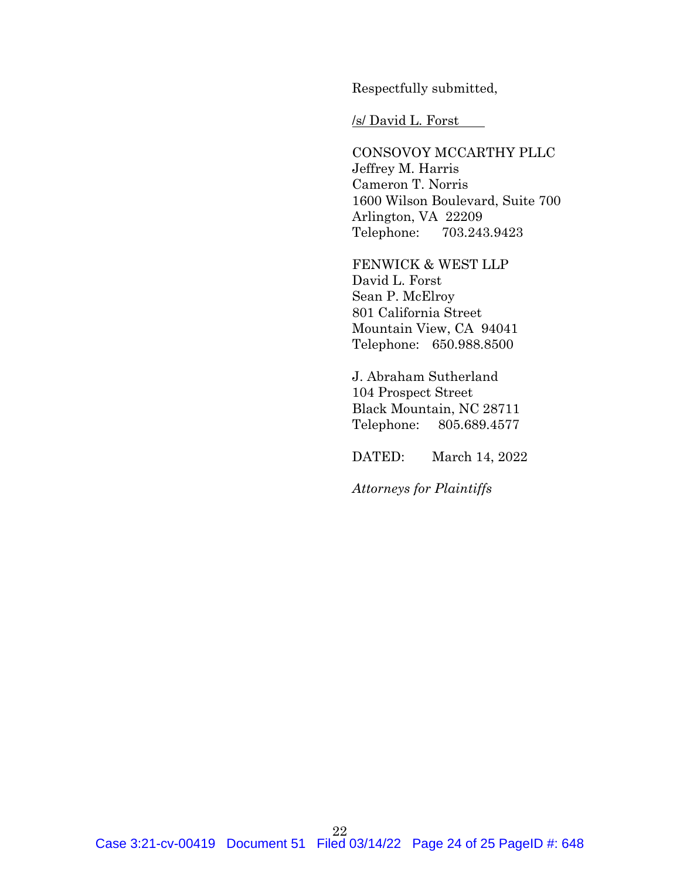Respectfully submitted,

/s/ David L. Forst

CONSOVOY MCCARTHY PLLC
Jeffrey M. Harris
Cameron T. Norris
1600 Wilson Boulevard, Suite 700
Arlington, VA 22209
Telephone: 703.243.9423

FENWICK & WEST LLP
David L. Forst
Sean P. McElroy
801 California Street
Mountain View, CA 94041
Telephone: 650.988.8500

J. Abraham Sutherland
104 Prospect Street
Black Mountain, NC 28711
Telephone: 805.689.4577

DATED: March 14, 2022

*Attorneys for Plaintiffs*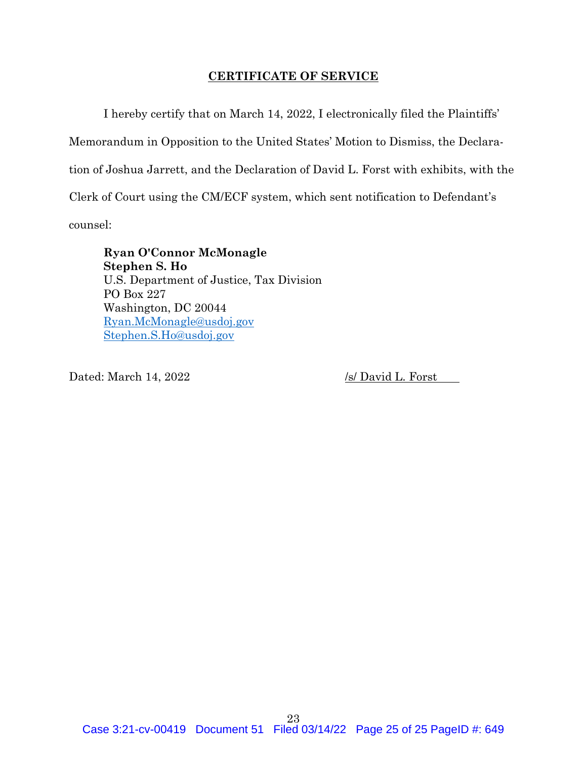**CERTIFICATE OF SERVICE**

I hereby certify that on March 14, 2022, I electronically filed the Plaintiffs' Memorandum in Opposition to the United States' Motion to Dismiss, the Declaration of Joshua Jarrett, and the Declaration of David L. Forst with exhibits, with the Clerk of Court using the CM/ECF system, which sent notification to Defendant's counsel:

**Ryan O'Connor McMonagle**
**Stephen S. Ho**
U.S. Department of Justice, Tax Division
PO Box 227
Washington, DC 20044
Ryan.McMonagle@usdoj.gov
Stephen.S.Ho@usdoj.gov

Dated: March 14, 2022 /s/ David L. Forst